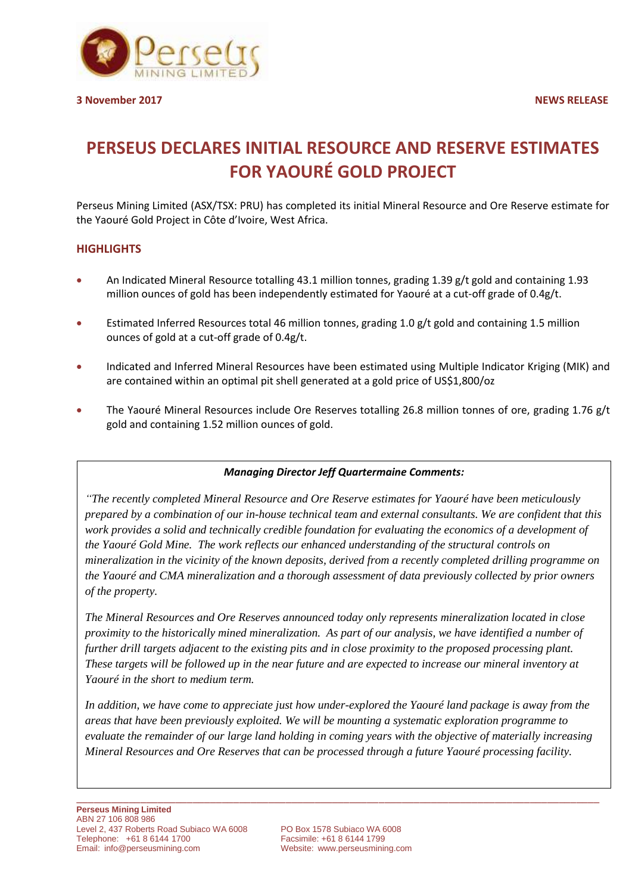**3 November 2017** **NEWS RELEASE**

# PERSEUS DECLARES INITIAL RESOURCE AND RESERVE ESTIMATES FOR YAOURÉ GOLD PROJECT

Perseus Mining Limited (ASX/TSX: PRU) has completed its initial Mineral Resource and Ore Reserve estimate for the Yaouré Gold Project in Côte d'Ivoire, West Africa.

## HIGHLIGHTS

- An Indicated Mineral Resource totalling 43.1 million tonnes, grading 1.39 g/t gold and containing 1.93 million ounces of gold has been independently estimated for Yaouré at a cut-off grade of 0.4g/t.
- Estimated Inferred Resources total 46 million tonnes, grading 1.0 g/t gold and containing 1.5 million ounces of gold at a cut-off grade of 0.4g/t.
- Indicated and Inferred Mineral Resources have been estimated using Multiple Indicator Kriging (MIK) and are contained within an optimal pit shell generated at a gold price of US$1,800/oz
- The Yaouré Mineral Resources include Ore Reserves totalling 26.8 million tonnes of ore, grading 1.76 g/t gold and containing 1.52 million ounces of gold.

***Managing Director Jeff Quartermaine Comments:***

*"The recently completed Mineral Resource and Ore Reserve estimates for Yaouré have been meticulously prepared by a combination of our in-house technical team and external consultants. We are confident that this work provides a solid and technically credible foundation for evaluating the economics of a development of the Yaouré Gold Mine. The work reflects our enhanced understanding of the structural controls on mineralization in the vicinity of the known deposits, derived from a recently completed drilling programme on the Yaouré and CMA mineralization and a thorough assessment of data previously collected by prior owners of the property.*

*The Mineral Resources and Ore Reserves announced today only represents mineralization located in close proximity to the historically mined mineralization. As part of our analysis, we have identified a number of further drill targets adjacent to the existing pits and in close proximity to the proposed processing plant. These targets will be followed up in the near future and are expected to increase our mineral inventory at Yaouré in the short to medium term.*

*In addition, we have come to appreciate just how under-explored the Yaouré land package is away from the areas that have been previously exploited. We will be mounting a systematic exploration programme to evaluate the remainder of our large land holding in coming years with the objective of materially increasing Mineral Resources and Ore Reserves that can be processed through a future Yaouré processing facility.*

**Perseus Mining Limited**
ABN 27 106 808 986
Level 2, 437 Roberts Road Subiaco WA 6008
Telephone: +61 8 6144 1700
Email: info@perseusmining.com

PO Box 1578 Subiaco WA 6008
Facsimile: +61 8 6144 1799
Website: www.perseusmining.com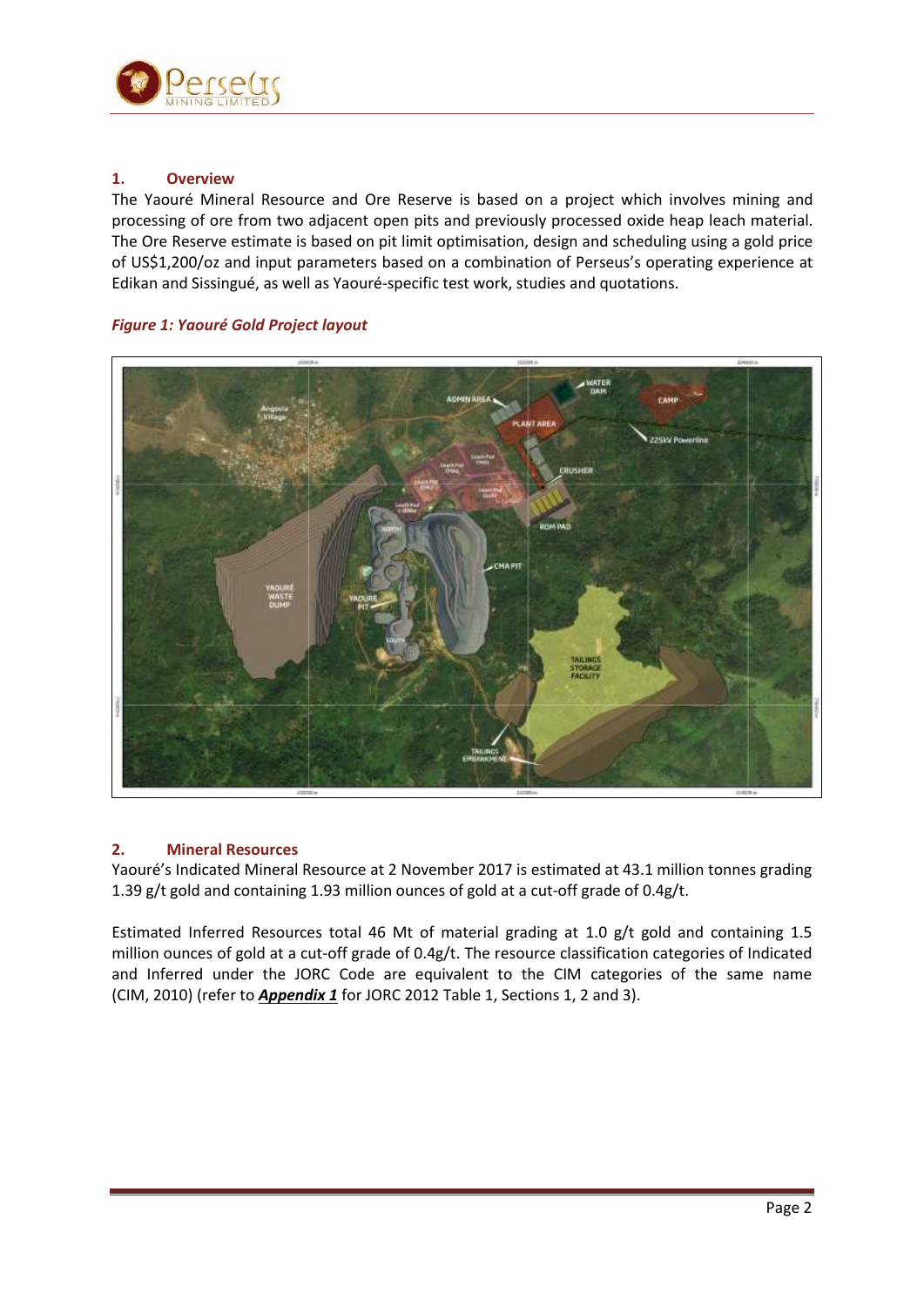## 1. Overview

The Yaouré Mineral Resource and Ore Reserve is based on a project which involves mining and processing of ore from two adjacent open pits and previously processed oxide heap leach material. The Ore Reserve estimate is based on pit limit optimisation, design and scheduling using a gold price of US$1,200/oz and input parameters based on a combination of Perseus's operating experience at Edikan and Sissingué, as well as Yaouré-specific test work, studies and quotations.

***Figure 1: Yaouré Gold Project layout***

## 2. Mineral Resources

Yaouré's Indicated Mineral Resource at 2 November 2017 is estimated at 43.1 million tonnes grading 1.39 g/t gold and containing 1.93 million ounces of gold at a cut-off grade of 0.4g/t.

Estimated Inferred Resources total 46 Mt of material grading at 1.0 g/t gold and containing 1.5 million ounces of gold at a cut-off grade of 0.4g/t. The resource classification categories of Indicated and Inferred under the JORC Code are equivalent to the CIM categories of the same name (CIM, 2010) (refer to ***Appendix 1*** for JORC 2012 Table 1, Sections 1, 2 and 3).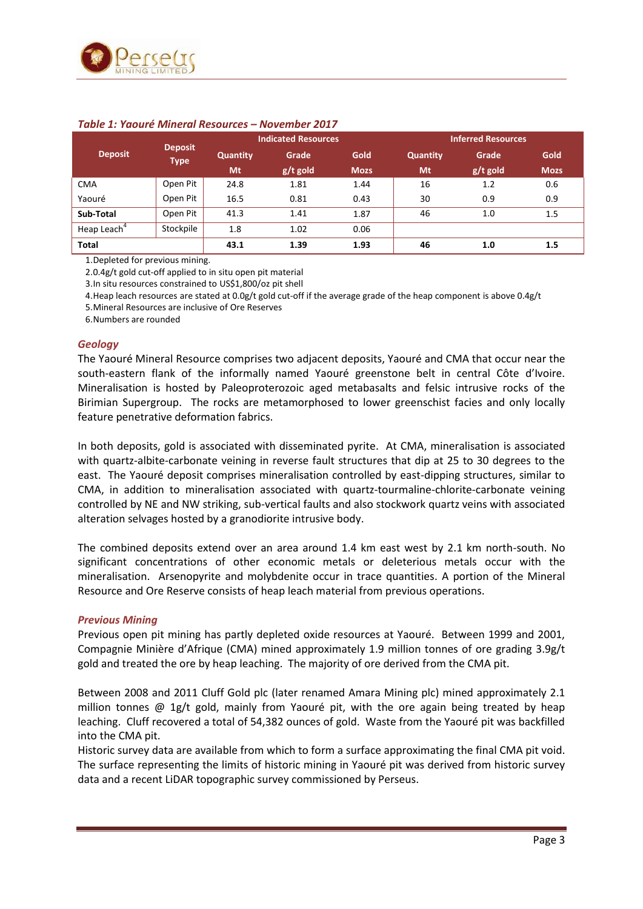*Table 1: Yaouré Mineral Resources – November 2017*

| Deposit | Deposit Type | Indicated Resources | | | Inferred Resources | | |
|---|---|---|---|---|---|---|---|
| | | Quantity | Grade | Gold | Quantity | Grade | Gold |
| | | Mt | g/t gold | Mozs | Mt | g/t gold | Mozs |
| CMA | Open Pit | 24.8 | 1.81 | 1.44 | 16 | 1.2 | 0.6 |
| Yaouré | Open Pit | 16.5 | 0.81 | 0.43 | 30 | 0.9 | 0.9 |
| **Sub-Total** | Open Pit | 41.3 | 1.41 | 1.87 | 46 | 1.0 | 1.5 |
| Heap Leach[4] | Stockpile | 1.8 | 1.02 | 0.06 | | | |
| **Total** | | **43.1** | **1.39** | **1.93** | **46** | **1.0** | **1.5** |

1. Depleted for previous mining.
2. 0.4g/t gold cut-off applied to in situ open pit material
3. In situ resources constrained to US$1,800/oz pit shell
4. Heap leach resources are stated at 0.0g/t gold cut-off if the average grade of the heap component is above 0.4g/t
5. Mineral Resources are inclusive of Ore Reserves
6. Numbers are rounded

### *Geology*

The Yaouré Mineral Resource comprises two adjacent deposits, Yaouré and CMA that occur near the south-eastern flank of the informally named Yaouré greenstone belt in central Côte d'Ivoire. Mineralisation is hosted by Paleoproterozoic aged metabasalts and felsic intrusive rocks of the Birimian Supergroup. The rocks are metamorphosed to lower greenschist facies and only locally feature penetrative deformation fabrics.

In both deposits, gold is associated with disseminated pyrite. At CMA, mineralisation is associated with quartz-albite-carbonate veining in reverse fault structures that dip at 25 to 30 degrees to the east. The Yaouré deposit comprises mineralisation controlled by east-dipping structures, similar to CMA, in addition to mineralisation associated with quartz-tourmaline-chlorite-carbonate veining controlled by NE and NW striking, sub-vertical faults and also stockwork quartz veins with associated alteration selvages hosted by a granodiorite intrusive body.

The combined deposits extend over an area around 1.4 km east west by 2.1 km north-south. No significant concentrations of other economic metals or deleterious metals occur with the mineralisation. Arsenopyrite and molybdenite occur in trace quantities. A portion of the Mineral Resource and Ore Reserve consists of heap leach material from previous operations.

### *Previous Mining*

Previous open pit mining has partly depleted oxide resources at Yaouré. Between 1999 and 2001, Compagnie Minière d'Afrique (CMA) mined approximately 1.9 million tonnes of ore grading 3.9g/t gold and treated the ore by heap leaching. The majority of ore derived from the CMA pit.

Between 2008 and 2011 Cluff Gold plc (later renamed Amara Mining plc) mined approximately 2.1 million tonnes @ 1g/t gold, mainly from Yaouré pit, with the ore again being treated by heap leaching. Cluff recovered a total of 54,382 ounces of gold. Waste from the Yaouré pit was backfilled into the CMA pit.

Historic survey data are available from which to form a surface approximating the final CMA pit void. The surface representing the limits of historic mining in Yaouré pit was derived from historic survey data and a recent LiDAR topographic survey commissioned by Perseus.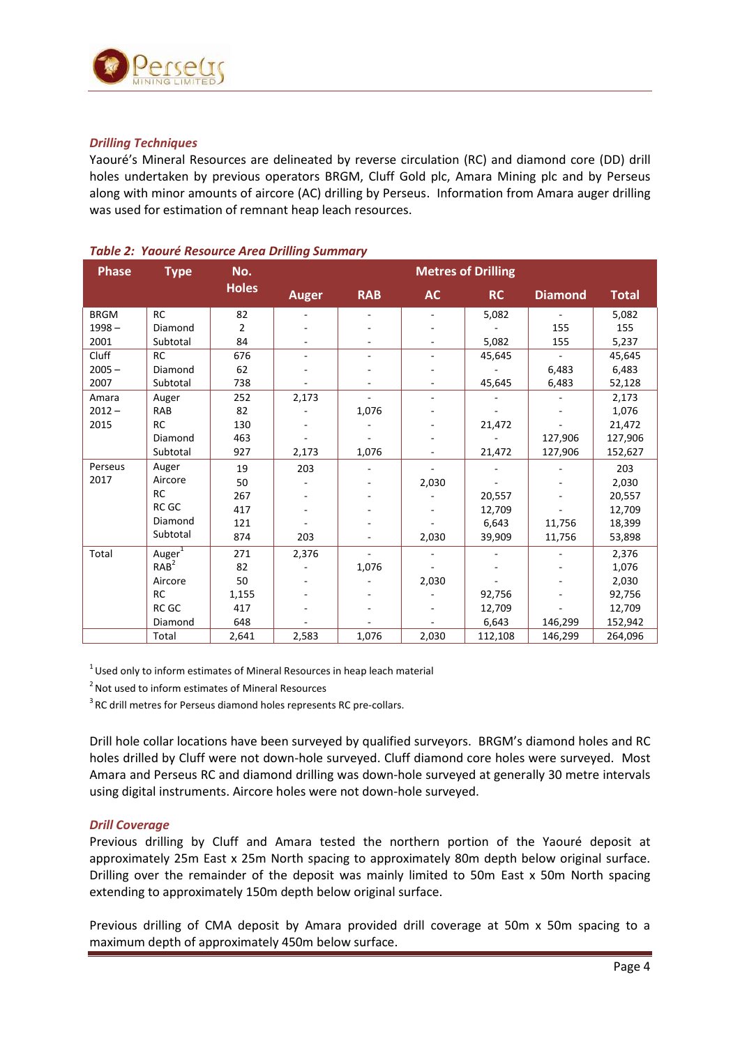### *Drilling Techniques*

Yaouré's Mineral Resources are delineated by reverse circulation (RC) and diamond core (DD) drill holes undertaken by previous operators BRGM, Cluff Gold plc, Amara Mining plc and by Perseus along with minor amounts of aircore (AC) drilling by Perseus. Information from Amara auger drilling was used for estimation of remnant heap leach resources.

*Table 2: Yaouré Resource Area Drilling Summary*

| Phase | Type | No. Holes | Metres of Drilling | | | | | |
|---|---|---|---|---|---|---|---|---|
| | | | Auger | RAB | AC | RC | Diamond | Total |
| BRGM 1998 – 2001 | RC | 82 | - | - | - | 5,082 | - | 5,082 |
| | Diamond | 2 | - | - | - | - | 155 | 155 |
| | Subtotal | 84 | - | - | - | 5,082 | 155 | 5,237 |
| Cluff 2005 – 2007 | RC | 676 | - | - | - | 45,645 | - | 45,645 |
| | Diamond | 62 | - | - | - | - | 6,483 | 6,483 |
| | Subtotal | 738 | - | - | - | 45,645 | 6,483 | 52,128 |
| Amara 2012 – 2015 | Auger | 252 | 2,173 | - | - | - | - | 2,173 |
| | RAB | 82 | - | 1,076 | - | - | - | 1,076 |
| | RC | 130 | - | - | - | 21,472 | - | 21,472 |
| | Diamond | 463 | - | - | - | - | 127,906 | 127,906 |
| | Subtotal | 927 | 2,173 | 1,076 | - | 21,472 | 127,906 | 152,627 |
| Perseus 2017 | Auger | 19 | 203 | - | - | - | - | 203 |
| | Aircore | 50 | - | - | 2,030 | - | - | 2,030 |
| | RC | 267 | - | - | - | 20,557 | - | 20,557 |
| | RC GC | 417 | - | - | - | 12,709 | - | 12,709 |
| | Diamond | 121 | - | - | - | 6,643 | 11,756 | 18,399 |
| | Subtotal | 874 | 203 | - | 2,030 | 39,909 | 11,756 | 53,898 |
| Total | Auger[1] | 271 | 2,376 | - | - | - | - | 2,376 |
| | RAB[2] | 82 | - | 1,076 | - | - | - | 1,076 |
| | Aircore | 50 | - | - | 2,030 | - | - | 2,030 |
| | RC | 1,155 | - | - | - | 92,756 | - | 92,756 |
| | RC GC | 417 | - | - | - | 12,709 | - | 12,709 |
| | Diamond | 648 | - | - | - | 6,643 | 146,299 | 152,942 |
| | Total | 2,641 | 2,583 | 1,076 | 2,030 | 112,108 | 146,299 | 264,096 |

[1] Used only to inform estimates of Mineral Resources in heap leach material

[2] Not used to inform estimates of Mineral Resources

[3] RC drill metres for Perseus diamond holes represents RC pre-collars.

Drill hole collar locations have been surveyed by qualified surveyors. BRGM's diamond holes and RC holes drilled by Cluff were not down-hole surveyed. Cluff diamond core holes were surveyed. Most Amara and Perseus RC and diamond drilling was down-hole surveyed at generally 30 metre intervals using digital instruments. Aircore holes were not down-hole surveyed.

### *Drill Coverage*

Previous drilling by Cluff and Amara tested the northern portion of the Yaouré deposit at approximately 25m East x 25m North spacing to approximately 80m depth below original surface. Drilling over the remainder of the deposit was mainly limited to 50m East x 50m North spacing extending to approximately 150m depth below original surface.

Previous drilling of CMA deposit by Amara provided drill coverage at 50m x 50m spacing to a maximum depth of approximately 450m below surface.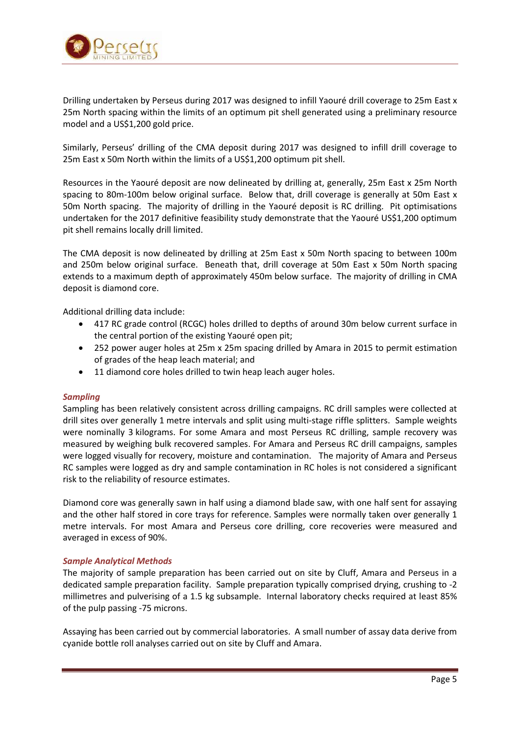Drilling undertaken by Perseus during 2017 was designed to infill Yaouré drill coverage to 25m East x 25m North spacing within the limits of an optimum pit shell generated using a preliminary resource model and a US$1,200 gold price.

Similarly, Perseus' drilling of the CMA deposit during 2017 was designed to infill drill coverage to 25m East x 50m North within the limits of a US$1,200 optimum pit shell.

Resources in the Yaouré deposit are now delineated by drilling at, generally, 25m East x 25m North spacing to 80m-100m below original surface. Below that, drill coverage is generally at 50m East x 50m North spacing. The majority of drilling in the Yaouré deposit is RC drilling. Pit optimisations undertaken for the 2017 definitive feasibility study demonstrate that the Yaouré US$1,200 optimum pit shell remains locally drill limited.

The CMA deposit is now delineated by drilling at 25m East x 50m North spacing to between 100m and 250m below original surface. Beneath that, drill coverage at 50m East x 50m North spacing extends to a maximum depth of approximately 450m below surface. The majority of drilling in CMA deposit is diamond core.

Additional drilling data include:

- 417 RC grade control (RCGC) holes drilled to depths of around 30m below current surface in the central portion of the existing Yaouré open pit;
- 252 power auger holes at 25m x 25m spacing drilled by Amara in 2015 to permit estimation of grades of the heap leach material; and
- 11 diamond core holes drilled to twin heap leach auger holes.

### *Sampling*

Sampling has been relatively consistent across drilling campaigns. RC drill samples were collected at drill sites over generally 1 metre intervals and split using multi-stage riffle splitters. Sample weights were nominally 3 kilograms. For some Amara and most Perseus RC drilling, sample recovery was measured by weighing bulk recovered samples. For Amara and Perseus RC drill campaigns, samples were logged visually for recovery, moisture and contamination. The majority of Amara and Perseus RC samples were logged as dry and sample contamination in RC holes is not considered a significant risk to the reliability of resource estimates.

Diamond core was generally sawn in half using a diamond blade saw, with one half sent for assaying and the other half stored in core trays for reference. Samples were normally taken over generally 1 metre intervals. For most Amara and Perseus core drilling, core recoveries were measured and averaged in excess of 90%.

### *Sample Analytical Methods*

The majority of sample preparation has been carried out on site by Cluff, Amara and Perseus in a dedicated sample preparation facility. Sample preparation typically comprised drying, crushing to -2 millimetres and pulverising of a 1.5 kg subsample. Internal laboratory checks required at least 85% of the pulp passing -75 microns.

Assaying has been carried out by commercial laboratories. A small number of assay data derive from cyanide bottle roll analyses carried out on site by Cluff and Amara.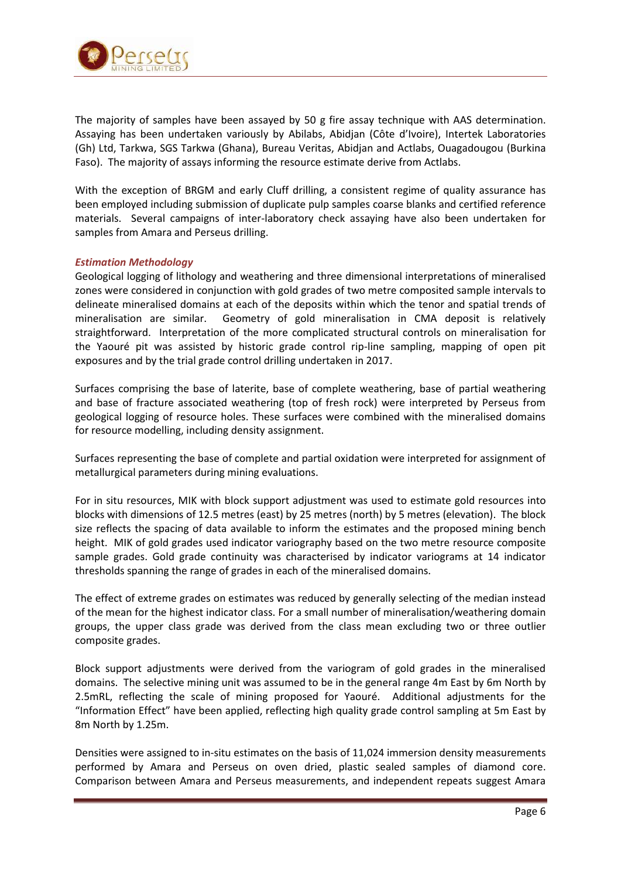The majority of samples have been assayed by 50 g fire assay technique with AAS determination. Assaying has been undertaken variously by Abilabs, Abidjan (Côte d'Ivoire), Intertek Laboratories (Gh) Ltd, Tarkwa, SGS Tarkwa (Ghana), Bureau Veritas, Abidjan and Actlabs, Ouagadougou (Burkina Faso). The majority of assays informing the resource estimate derive from Actlabs.

With the exception of BRGM and early Cluff drilling, a consistent regime of quality assurance has been employed including submission of duplicate pulp samples coarse blanks and certified reference materials. Several campaigns of inter-laboratory check assaying have also been undertaken for samples from Amara and Perseus drilling.

***Estimation Methodology***

Geological logging of lithology and weathering and three dimensional interpretations of mineralised zones were considered in conjunction with gold grades of two metre composited sample intervals to delineate mineralised domains at each of the deposits within which the tenor and spatial trends of mineralisation are similar. Geometry of gold mineralisation in CMA deposit is relatively straightforward. Interpretation of the more complicated structural controls on mineralisation for the Yaouré pit was assisted by historic grade control rip-line sampling, mapping of open pit exposures and by the trial grade control drilling undertaken in 2017.

Surfaces comprising the base of laterite, base of complete weathering, base of partial weathering and base of fracture associated weathering (top of fresh rock) were interpreted by Perseus from geological logging of resource holes. These surfaces were combined with the mineralised domains for resource modelling, including density assignment.

Surfaces representing the base of complete and partial oxidation were interpreted for assignment of metallurgical parameters during mining evaluations.

For in situ resources, MIK with block support adjustment was used to estimate gold resources into blocks with dimensions of 12.5 metres (east) by 25 metres (north) by 5 metres (elevation). The block size reflects the spacing of data available to inform the estimates and the proposed mining bench height. MIK of gold grades used indicator variography based on the two metre resource composite sample grades. Gold grade continuity was characterised by indicator variograms at 14 indicator thresholds spanning the range of grades in each of the mineralised domains.

The effect of extreme grades on estimates was reduced by generally selecting of the median instead of the mean for the highest indicator class. For a small number of mineralisation/weathering domain groups, the upper class grade was derived from the class mean excluding two or three outlier composite grades.

Block support adjustments were derived from the variogram of gold grades in the mineralised domains. The selective mining unit was assumed to be in the general range 4m East by 6m North by 2.5mRL, reflecting the scale of mining proposed for Yaouré. Additional adjustments for the "Information Effect" have been applied, reflecting high quality grade control sampling at 5m East by 8m North by 1.25m.

Densities were assigned to in-situ estimates on the basis of 11,024 immersion density measurements performed by Amara and Perseus on oven dried, plastic sealed samples of diamond core. Comparison between Amara and Perseus measurements, and independent repeats suggest Amara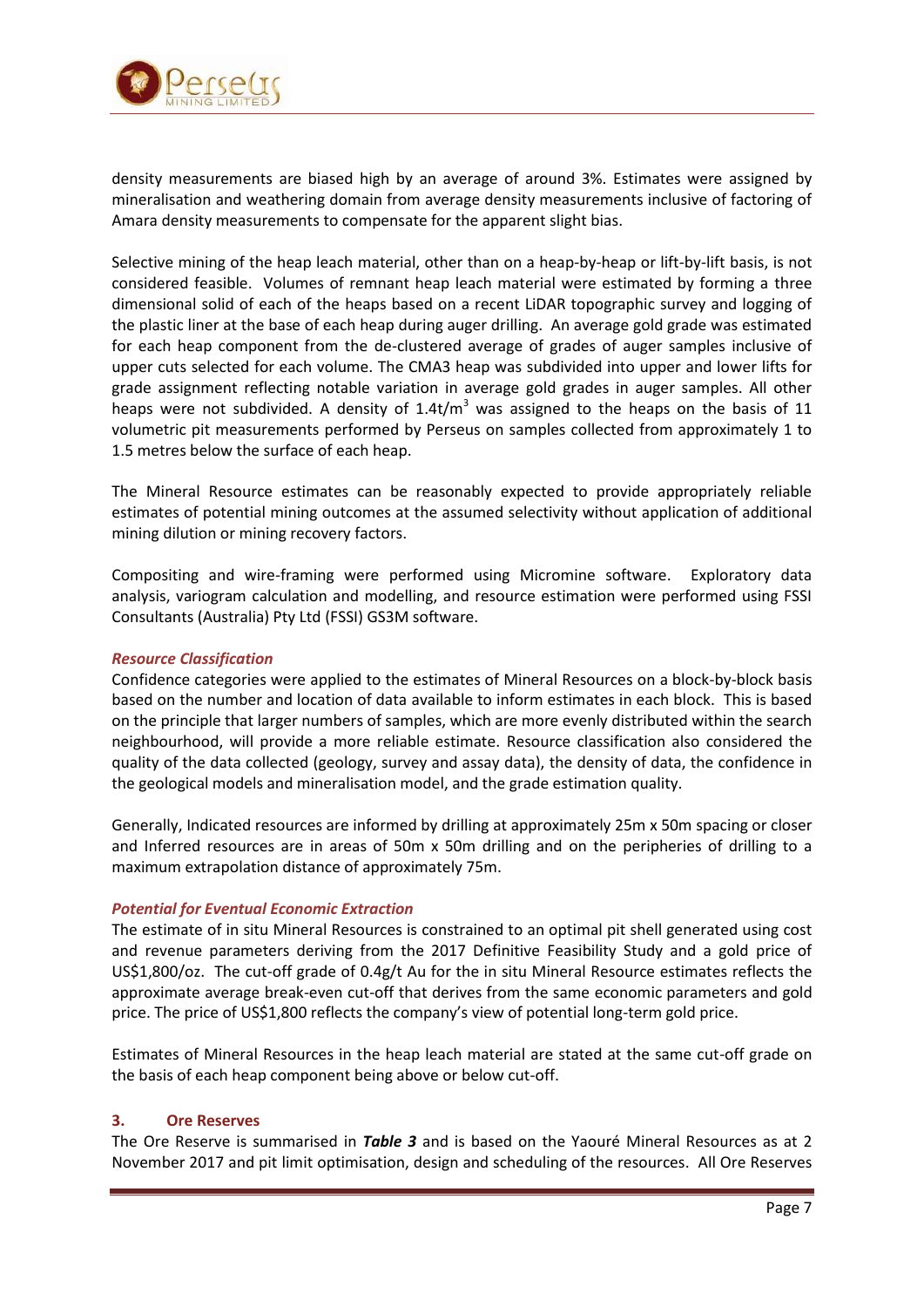density measurements are biased high by an average of around 3%. Estimates were assigned by mineralisation and weathering domain from average density measurements inclusive of factoring of Amara density measurements to compensate for the apparent slight bias.

Selective mining of the heap leach material, other than on a heap-by-heap or lift-by-lift basis, is not considered feasible. Volumes of remnant heap leach material were estimated by forming a three dimensional solid of each of the heaps based on a recent LiDAR topographic survey and logging of the plastic liner at the base of each heap during auger drilling. An average gold grade was estimated for each heap component from the de-clustered average of grades of auger samples inclusive of upper cuts selected for each volume. The CMA3 heap was subdivided into upper and lower lifts for grade assignment reflecting notable variation in average gold grades in auger samples. All other heaps were not subdivided. A density of $1.4t/m^3$ was assigned to the heaps on the basis of 11 volumetric pit measurements performed by Perseus on samples collected from approximately 1 to 1.5 metres below the surface of each heap.

The Mineral Resource estimates can be reasonably expected to provide appropriately reliable estimates of potential mining outcomes at the assumed selectivity without application of additional mining dilution or mining recovery factors.

Compositing and wire-framing were performed using Micromine software. Exploratory data analysis, variogram calculation and modelling, and resource estimation were performed using FSSI Consultants (Australia) Pty Ltd (FSSI) GS3M software.

***Resource Classification***

Confidence categories were applied to the estimates of Mineral Resources on a block-by-block basis based on the number and location of data available to inform estimates in each block. This is based on the principle that larger numbers of samples, which are more evenly distributed within the search neighbourhood, will provide a more reliable estimate. Resource classification also considered the quality of the data collected (geology, survey and assay data), the density of data, the confidence in the geological models and mineralisation model, and the grade estimation quality.

Generally, Indicated resources are informed by drilling at approximately 25m x 50m spacing or closer and Inferred resources are in areas of 50m x 50m drilling and on the peripheries of drilling to a maximum extrapolation distance of approximately 75m.

***Potential for Eventual Economic Extraction***

The estimate of in situ Mineral Resources is constrained to an optimal pit shell generated using cost and revenue parameters deriving from the 2017 Definitive Feasibility Study and a gold price of US$1,800/oz. The cut-off grade of 0.4g/t Au for the in situ Mineral Resource estimates reflects the approximate average break-even cut-off that derives from the same economic parameters and gold price. The price of US$1,800 reflects the company's view of potential long-term gold price.

Estimates of Mineral Resources in the heap leach material are stated at the same cut-off grade on the basis of each heap component being above or below cut-off.

## 3. Ore Reserves

The Ore Reserve is summarised in ***Table 3*** and is based on the Yaouré Mineral Resources as at 2 November 2017 and pit limit optimisation, design and scheduling of the resources. All Ore Reserves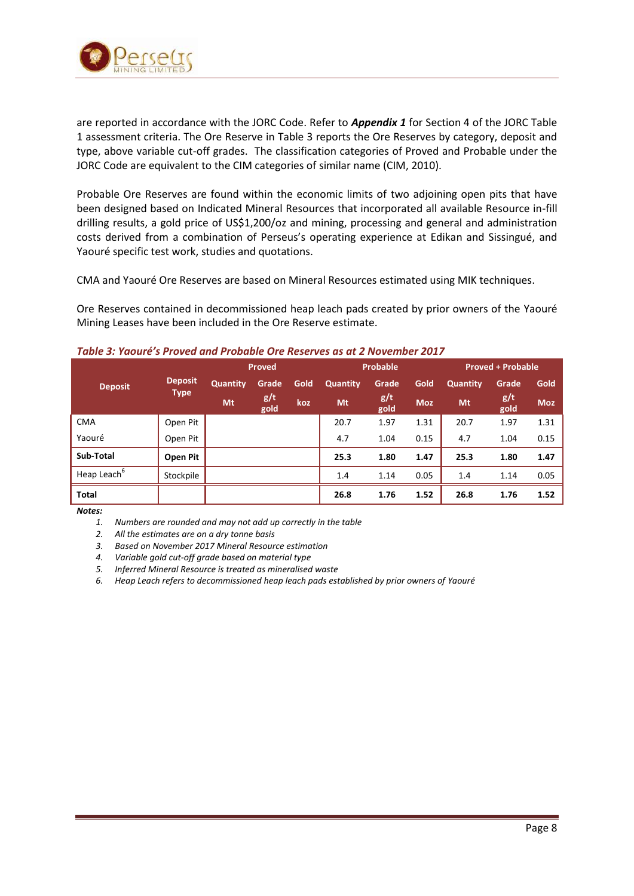are reported in accordance with the JORC Code. Refer to ***Appendix 1*** for Section 4 of the JORC Table 1 assessment criteria. The Ore Reserve in Table 3 reports the Ore Reserves by category, deposit and type, above variable cut-off grades. The classification categories of Proved and Probable under the JORC Code are equivalent to the CIM categories of similar name (CIM, 2010).

Probable Ore Reserves are found within the economic limits of two adjoining open pits that have been designed based on Indicated Mineral Resources that incorporated all available Resource in-fill drilling results, a gold price of US$1,200/oz and mining, processing and general and administration costs derived from a combination of Perseus's operating experience at Edikan and Sissingué, and Yaouré specific test work, studies and quotations.

CMA and Yaouré Ore Reserves are based on Mineral Resources estimated using MIK techniques.

Ore Reserves contained in decommissioned heap leach pads created by prior owners of the Yaouré Mining Leases have been included in the Ore Reserve estimate.

***Table 3: Yaouré's Proved and Probable Ore Reserves as at 2 November 2017***

| Deposit | Deposit Type | Proved | | | Probable | | | Proved + Probable | | |
|---|---|---|---|---|---|---|---|---|---|---|
| | | Quantity | Grade | Gold | Quantity | Grade | Gold | Quantity | Grade | Gold |
| | | Mt | g/t gold | koz | Mt | g/t gold | Moz | Mt | g/t gold | Moz |
| CMA | Open Pit | | | | 20.7 | 1.97 | 1.31 | 20.7 | 1.97 | 1.31 |
| Yaouré | Open Pit | | | | 4.7 | 1.04 | 0.15 | 4.7 | 1.04 | 0.15 |
| **Sub-Total** | **Open Pit** | | | | **25.3** | **1.80** | **1.47** | **25.3** | **1.80** | **1.47** |
| Heap Leach[6] | Stockpile | | | | 1.4 | 1.14 | 0.05 | 1.4 | 1.14 | 0.05 |
| **Total** | | | | | **26.8** | **1.76** | **1.52** | **26.8** | **1.76** | **1.52** |

***Notes:***

1. *Numbers are rounded and may not add up correctly in the table*
2. *All the estimates are on a dry tonne basis*
3. *Based on November 2017 Mineral Resource estimation*
4. *Variable gold cut-off grade based on material type*
5. *Inferred Mineral Resource is treated as mineralised waste*
6. *Heap Leach refers to decommissioned heap leach pads established by prior owners of Yaouré*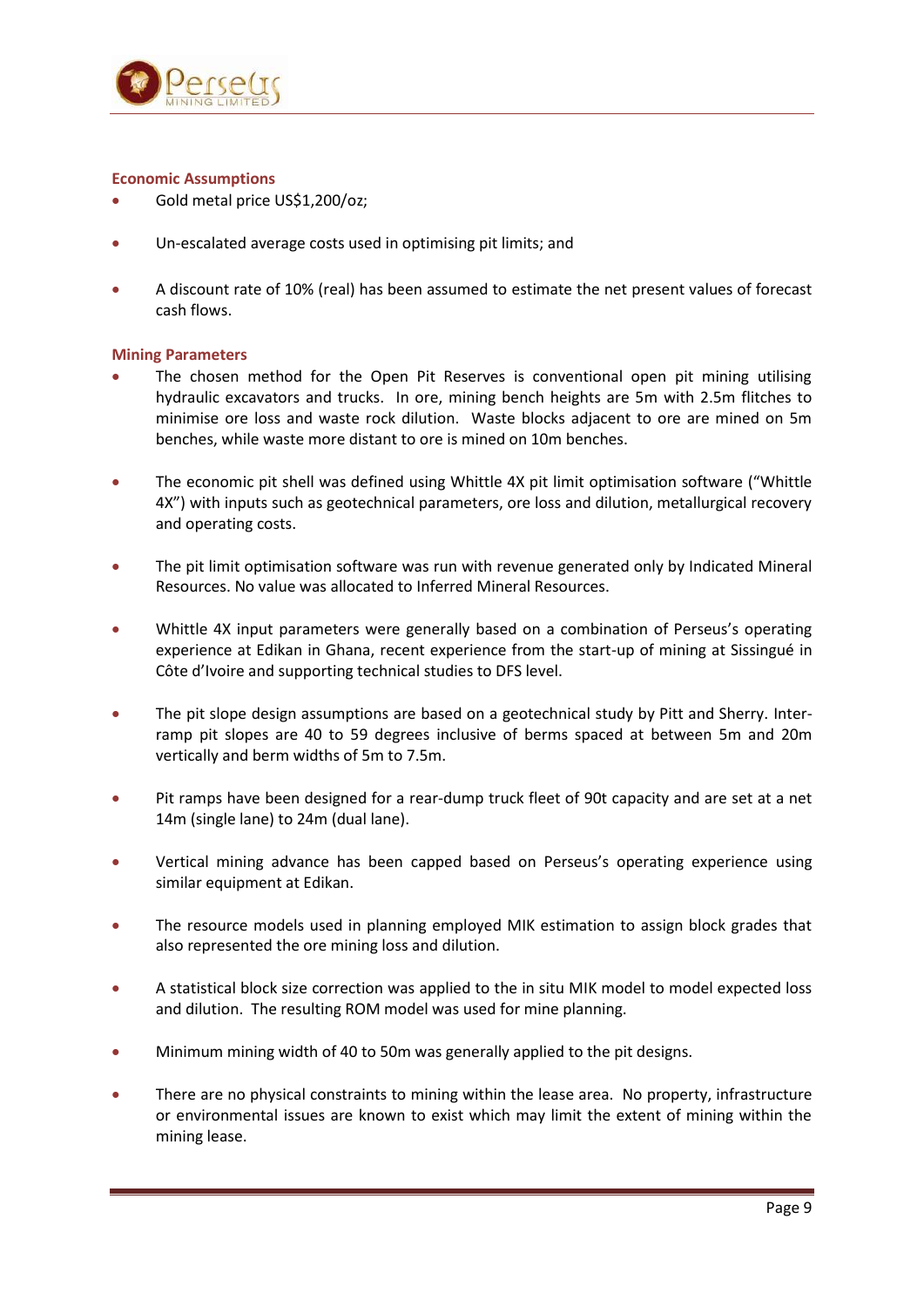### Economic Assumptions

- Gold metal price US$1,200/oz;
- Un-escalated average costs used in optimising pit limits; and
- A discount rate of 10% (real) has been assumed to estimate the net present values of forecast cash flows.

### Mining Parameters

- The chosen method for the Open Pit Reserves is conventional open pit mining utilising hydraulic excavators and trucks. In ore, mining bench heights are 5m with 2.5m flitches to minimise ore loss and waste rock dilution. Waste blocks adjacent to ore are mined on 5m benches, while waste more distant to ore is mined on 10m benches.
- The economic pit shell was defined using Whittle 4X pit limit optimisation software ("Whittle 4X") with inputs such as geotechnical parameters, ore loss and dilution, metallurgical recovery and operating costs.
- The pit limit optimisation software was run with revenue generated only by Indicated Mineral Resources. No value was allocated to Inferred Mineral Resources.
- Whittle 4X input parameters were generally based on a combination of Perseus's operating experience at Edikan in Ghana, recent experience from the start-up of mining at Sissingué in Côte d'Ivoire and supporting technical studies to DFS level.
- The pit slope design assumptions are based on a geotechnical study by Pitt and Sherry. Inter-ramp pit slopes are 40 to 59 degrees inclusive of berms spaced at between 5m and 20m vertically and berm widths of 5m to 7.5m.
- Pit ramps have been designed for a rear-dump truck fleet of 90t capacity and are set at a net 14m (single lane) to 24m (dual lane).
- Vertical mining advance has been capped based on Perseus's operating experience using similar equipment at Edikan.
- The resource models used in planning employed MIK estimation to assign block grades that also represented the ore mining loss and dilution.
- A statistical block size correction was applied to the in situ MIK model to model expected loss and dilution. The resulting ROM model was used for mine planning.
- Minimum mining width of 40 to 50m was generally applied to the pit designs.
- There are no physical constraints to mining within the lease area. No property, infrastructure or environmental issues are known to exist which may limit the extent of mining within the mining lease.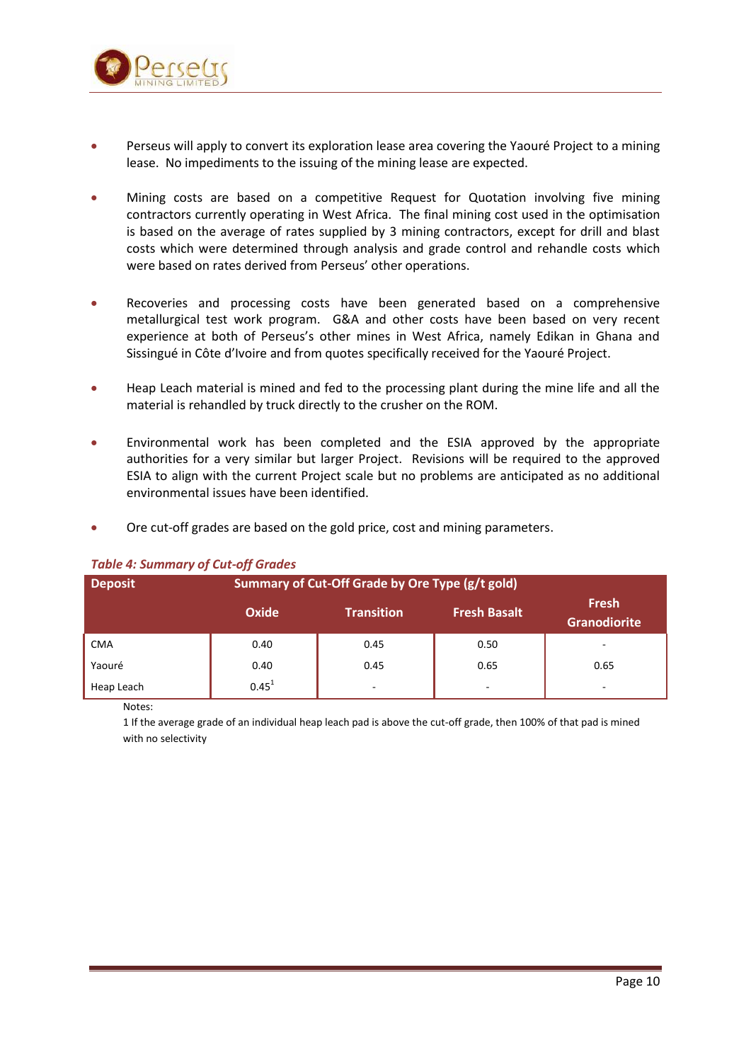- Perseus will apply to convert its exploration lease area covering the Yaouré Project to a mining lease. No impediments to the issuing of the mining lease are expected.

- Mining costs are based on a competitive Request for Quotation involving five mining contractors currently operating in West Africa. The final mining cost used in the optimisation is based on the average of rates supplied by 3 mining contractors, except for drill and blast costs which were determined through analysis and grade control and rehandle costs which were based on rates derived from Perseus' other operations.

- Recoveries and processing costs have been generated based on a comprehensive metallurgical test work program. G&A and other costs have been based on very recent experience at both of Perseus's other mines in West Africa, namely Edikan in Ghana and Sissingué in Côte d'Ivoire and from quotes specifically received for the Yaouré Project.

- Heap Leach material is mined and fed to the processing plant during the mine life and all the material is rehandled by truck directly to the crusher on the ROM.

- Environmental work has been completed and the ESIA approved by the appropriate authorities for a very similar but larger Project. Revisions will be required to the approved ESIA to align with the current Project scale but no problems are anticipated as no additional environmental issues have been identified.

- Ore cut-off grades are based on the gold price, cost and mining parameters.

*Table 4: Summary of Cut-off Grades*

| Deposit | Summary of Cut-Off Grade by Ore Type (g/t gold) | | | |
|---|---|---|---|---|
| | Oxide | Transition | Fresh Basalt | Fresh Granodiorite |
| CMA | 0.40 | 0.45 | 0.50 | - |
| Yaouré | 0.40 | 0.45 | 0.65 | 0.65 |
| Heap Leach | 0.45[1] | - | - | - |

Notes:

1 If the average grade of an individual heap leach pad is above the cut-off grade, then 100% of that pad is mined with no selectivity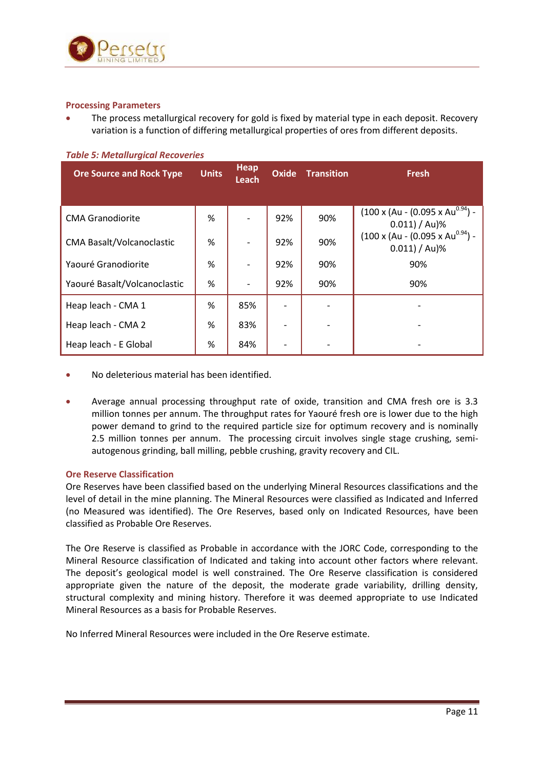### Processing Parameters

- The process metallurgical recovery for gold is fixed by material type in each deposit. Recovery variation is a function of differing metallurgical properties of ores from different deposits.

*Table 5: Metallurgical Recoveries*

| Ore Source and Rock Type | Units | Heap Leach | Oxide | Transition | Fresh |
|---|---|---|---|---|---|
| CMA Granodiorite | % | - | 92% | 90% | $(100 \times (Au - (0.095 \times Au^{0.94}) - 0.011) / Au)\%$ |
| CMA Basalt/Volcanoclastic | % | - | 92% | 90% | $(100 \times (Au - (0.095 \times Au^{0.94}) - 0.011) / Au)\%$ |
| Yaouré Granodiorite | % | - | 92% | 90% | 90% |
| Yaouré Basalt/Volcanoclastic | % | - | 92% | 90% | 90% |
| Heap leach - CMA 1 | % | 85% | - | - | - |
| Heap leach - CMA 2 | % | 83% | - | - | - |
| Heap leach - E Global | % | 84% | - | - | - |

- No deleterious material has been identified.
- Average annual processing throughput rate of oxide, transition and CMA fresh ore is 3.3 million tonnes per annum. The throughput rates for Yaouré fresh ore is lower due to the high power demand to grind to the required particle size for optimum recovery and is nominally 2.5 million tonnes per annum. The processing circuit involves single stage crushing, semi-autogenous grinding, ball milling, pebble crushing, gravity recovery and CIL.

### Ore Reserve Classification

Ore Reserves have been classified based on the underlying Mineral Resources classifications and the level of detail in the mine planning. The Mineral Resources were classified as Indicated and Inferred (no Measured was identified). The Ore Reserves, based only on Indicated Resources, have been classified as Probable Ore Reserves.

The Ore Reserve is classified as Probable in accordance with the JORC Code, corresponding to the Mineral Resource classification of Indicated and taking into account other factors where relevant. The deposit's geological model is well constrained. The Ore Reserve classification is considered appropriate given the nature of the deposit, the moderate grade variability, drilling density, structural complexity and mining history. Therefore it was deemed appropriate to use Indicated Mineral Resources as a basis for Probable Reserves.

No Inferred Mineral Resources were included in the Ore Reserve estimate.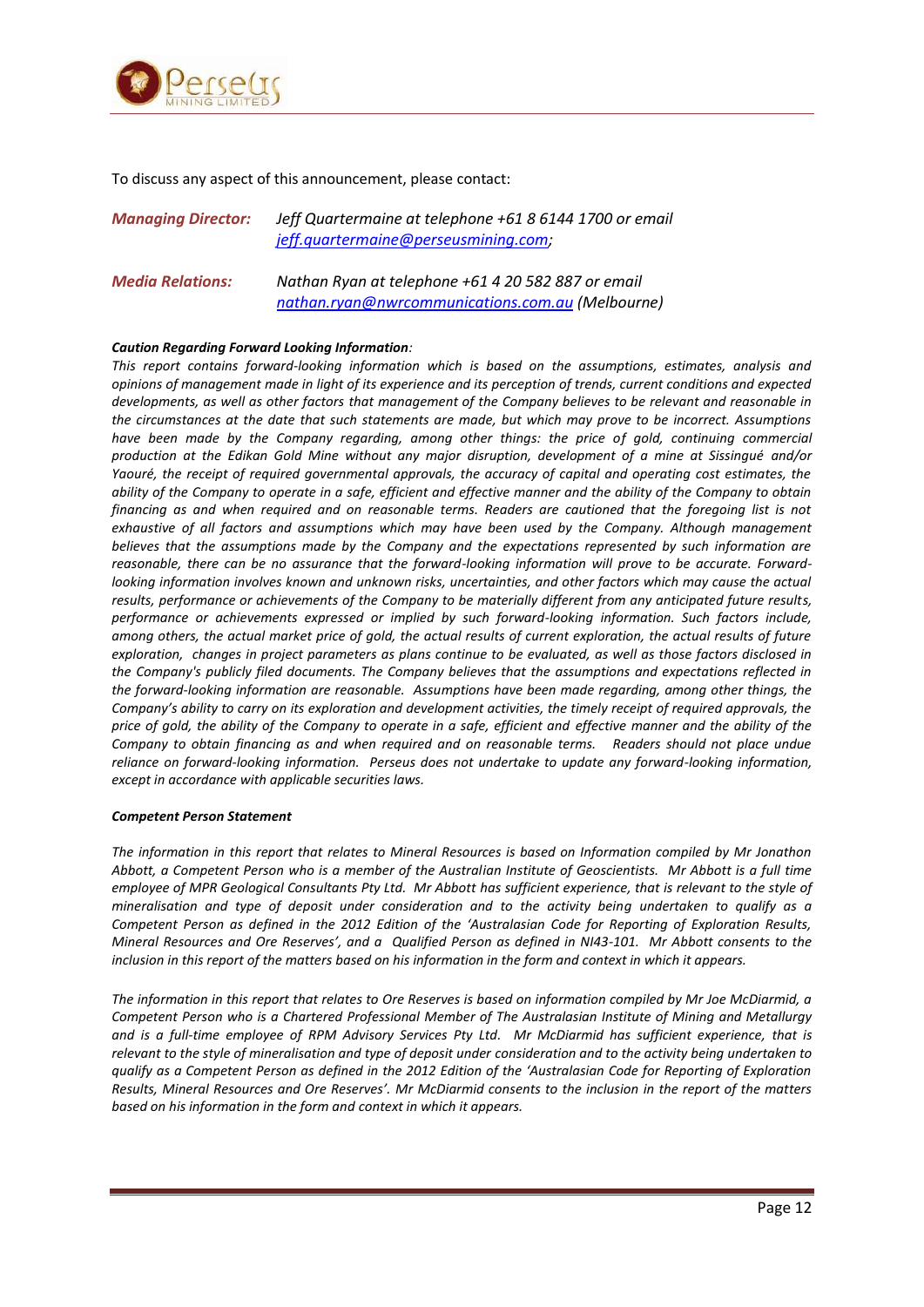To discuss any aspect of this announcement, please contact:

| | |
|---|---|
| ***Managing Director:*** | *Jeff Quartermaine at telephone +61 8 6144 1700 or email [jeff.quartermaine@perseusmining.com](mailto:jeff.quartermaine@perseusmining.com);* |
| ***Media Relations:*** | *Nathan Ryan at telephone +61 4 20 582 887 or email [nathan.ryan@nwrcommunications.com.au](mailto:nathan.ryan@nwrcommunications.com.au) (Melbourne)* |

***Caution Regarding Forward Looking Information:***

*This report contains forward-looking information which is based on the assumptions, estimates, analysis and opinions of management made in light of its experience and its perception of trends, current conditions and expected developments, as well as other factors that management of the Company believes to be relevant and reasonable in the circumstances at the date that such statements are made, but which may prove to be incorrect. Assumptions have been made by the Company regarding, among other things: the price of gold, continuing commercial production at the Edikan Gold Mine without any major disruption, development of a mine at Sissingué and/or Yaouré, the receipt of required governmental approvals, the accuracy of capital and operating cost estimates, the ability of the Company to operate in a safe, efficient and effective manner and the ability of the Company to obtain financing as and when required and on reasonable terms. Readers are cautioned that the foregoing list is not exhaustive of all factors and assumptions which may have been used by the Company. Although management believes that the assumptions made by the Company and the expectations represented by such information are reasonable, there can be no assurance that the forward-looking information will prove to be accurate. Forward-looking information involves known and unknown risks, uncertainties, and other factors which may cause the actual results, performance or achievements of the Company to be materially different from any anticipated future results, performance or achievements expressed or implied by such forward-looking information. Such factors include, among others, the actual market price of gold, the actual results of current exploration, the actual results of future exploration, changes in project parameters as plans continue to be evaluated, as well as those factors disclosed in the Company's publicly filed documents. The Company believes that the assumptions and expectations reflected in the forward-looking information are reasonable. Assumptions have been made regarding, among other things, the Company's ability to carry on its exploration and development activities, the timely receipt of required approvals, the price of gold, the ability of the Company to operate in a safe, efficient and effective manner and the ability of the Company to obtain financing as and when required and on reasonable terms. Readers should not place undue reliance on forward-looking information. Perseus does not undertake to update any forward-looking information, except in accordance with applicable securities laws.*

***Competent Person Statement***

*The information in this report that relates to Mineral Resources is based on Information compiled by Mr Jonathon Abbott, a Competent Person who is a member of the Australian Institute of Geoscientists. Mr Abbott is a full time employee of MPR Geological Consultants Pty Ltd. Mr Abbott has sufficient experience, that is relevant to the style of mineralisation and type of deposit under consideration and to the activity being undertaken to qualify as a Competent Person as defined in the 2012 Edition of the 'Australasian Code for Reporting of Exploration Results, Mineral Resources and Ore Reserves', and a Qualified Person as defined in NI43-101. Mr Abbott consents to the inclusion in this report of the matters based on his information in the form and context in which it appears.*

*The information in this report that relates to Ore Reserves is based on information compiled by Mr Joe McDiarmid, a Competent Person who is a Chartered Professional Member of The Australasian Institute of Mining and Metallurgy and is a full-time employee of RPM Advisory Services Pty Ltd. Mr McDiarmid has sufficient experience, that is relevant to the style of mineralisation and type of deposit under consideration and to the activity being undertaken to qualify as a Competent Person as defined in the 2012 Edition of the 'Australasian Code for Reporting of Exploration Results, Mineral Resources and Ore Reserves'. Mr McDiarmid consents to the inclusion in the report of the matters based on his information in the form and context in which it appears.*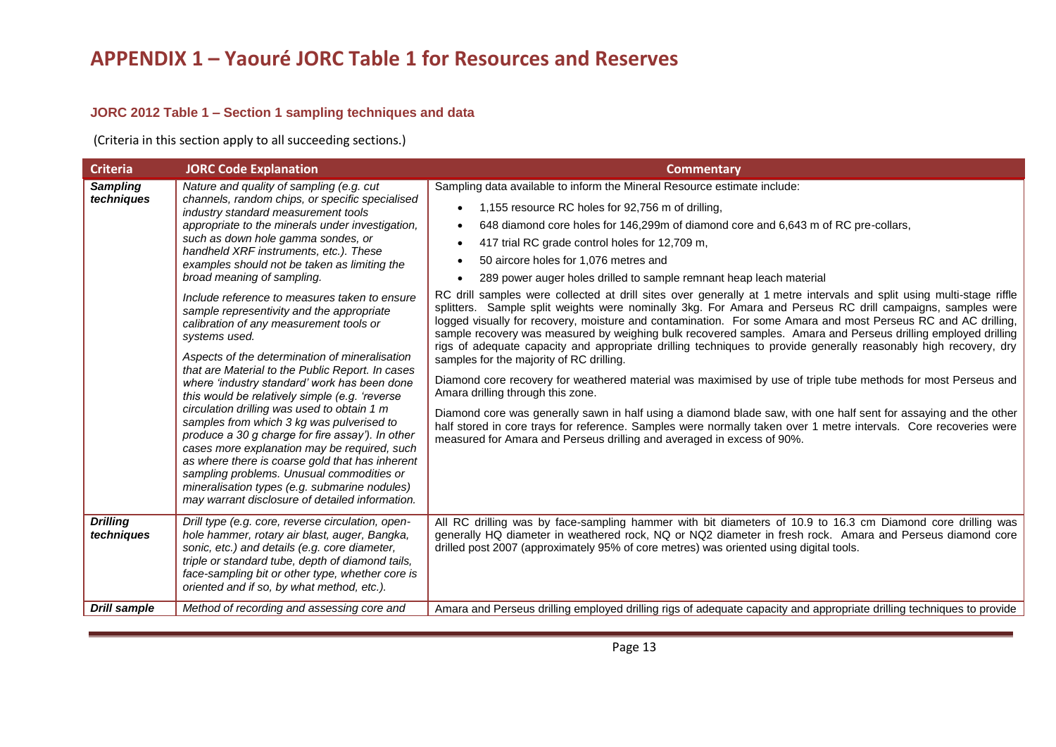# APPENDIX 1 – Yaouré JORC Table 1 for Resources and Reserves

### JORC 2012 Table 1 – Section 1 sampling techniques and data

(Criteria in this section apply to all succeeding sections.)

| Criteria | JORC Code Explanation | Commentary |
|---|---|---|
| ***Sampling techniques*** | *Nature and quality of sampling (e.g. cut channels, random chips, or specific specialised industry standard measurement tools appropriate to the minerals under investigation, such as down hole gamma sondes, or handheld XRF instruments, etc.). These examples should not be taken as limiting the broad meaning of sampling.*<br><br>*Include reference to measures taken to ensure sample representivity and the appropriate calibration of any measurement tools or systems used.*<br><br>*Aspects of the determination of mineralisation that are Material to the Public Report. In cases where 'industry standard' work has been done this would be relatively simple (e.g. 'reverse circulation drilling was used to obtain 1 m samples from which 3 kg was pulverised to produce a 30 g charge for fire assay'). In other cases more explanation may be required, such as where there is coarse gold that has inherent sampling problems. Unusual commodities or mineralisation types (e.g. submarine nodules) may warrant disclosure of detailed information.* | Sampling data available to inform the Mineral Resource estimate include:<br>• 1,155 resource RC holes for 92,756 m of drilling,<br>• 648 diamond core holes for 146,299m of diamond core and 6,643 m of RC pre-collars,<br>• 417 trial RC grade control holes for 12,709 m,<br>• 50 aircore holes for 1,076 metres and<br>• 289 power auger holes drilled to sample remnant heap leach material<br><br>RC drill samples were collected at drill sites over generally at 1 metre intervals and split using multi-stage riffle splitters. Sample split weights were nominally 3kg. For Amara and Perseus RC drill campaigns, samples were logged visually for recovery, moisture and contamination. For some Amara and most Perseus RC and AC drilling, sample recovery was measured by weighing bulk recovered samples. Amara and Perseus drilling employed drilling rigs of adequate capacity and appropriate drilling techniques to provide generally reasonably high recovery, dry samples for the majority of RC drilling.<br><br>Diamond core recovery for weathered material was maximised by use of triple tube methods for most Perseus and Amara drilling through this zone.<br><br>Diamond core was generally sawn in half using a diamond blade saw, with one half sent for assaying and the other half stored in core trays for reference. Samples were normally taken over 1 metre intervals. Core recoveries were measured for Amara and Perseus drilling and averaged in excess of 90%. |
| ***Drilling techniques*** | *Drill type (e.g. core, reverse circulation, open-hole hammer, rotary air blast, auger, Bangka, sonic, etc.) and details (e.g. core diameter, triple or standard tube, depth of diamond tails, face-sampling bit or other type, whether core is oriented and if so, by what method, etc.).* | All RC drilling was by face-sampling hammer with bit diameters of 10.9 to 16.3 cm Diamond core drilling was generally HQ diameter in weathered rock, NQ or NQ2 diameter in fresh rock. Amara and Perseus diamond core drilled post 2007 (approximately 95% of core metres) was oriented using digital tools. |
| ***Drill sample*** | *Method of recording and assessing core and* | Amara and Perseus drilling employed drilling rigs of adequate capacity and appropriate drilling techniques to provide |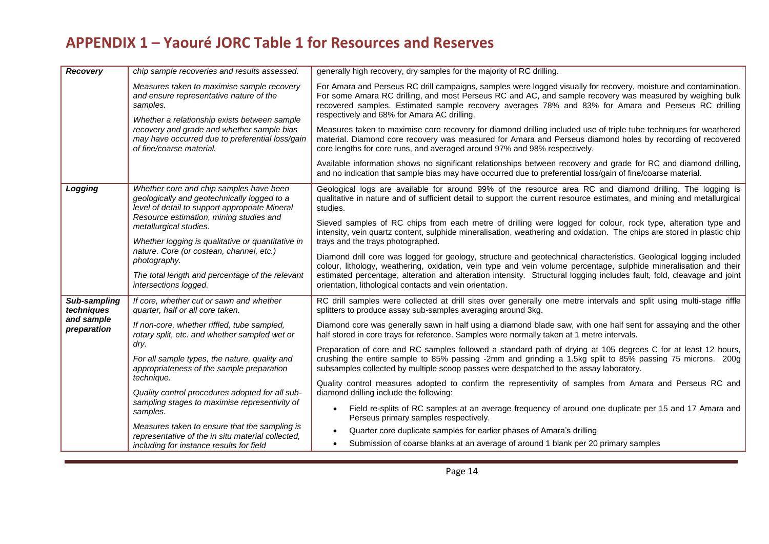## APPENDIX 1 – Yaouré JORC Table 1 for Resources and Reserves

| | | |
|---|---|---|
| ***Recovery*** | *chip sample recoveries and results assessed.*<br><br>*Measures taken to maximise sample recovery and ensure representative nature of the samples.*<br><br>*Whether a relationship exists between sample recovery and grade and whether sample bias may have occurred due to preferential loss/gain of fine/coarse material.* | generally high recovery, dry samples for the majority of RC drilling.<br><br>For Amara and Perseus RC drill campaigns, samples were logged visually for recovery, moisture and contamination. For some Amara RC drilling, and most Perseus RC and AC, and sample recovery was measured by weighing bulk recovered samples. Estimated sample recovery averages 78% and 83% for Amara and Perseus RC drilling respectively and 68% for Amara AC drilling.<br><br>Measures taken to maximise core recovery for diamond drilling included use of triple tube techniques for weathered material. Diamond core recovery was measured for Amara and Perseus diamond holes by recording of recovered core lengths for core runs, and averaged around 97% and 98% respectively.<br><br>Available information shows no significant relationships between recovery and grade for RC and diamond drilling, and no indication that sample bias may have occurred due to preferential loss/gain of fine/coarse material. |
| ***Logging*** | *Whether core and chip samples have been geologically and geotechnically logged to a level of detail to support appropriate Mineral Resource estimation, mining studies and metallurgical studies.*<br><br>*Whether logging is qualitative or quantitative in nature. Core (or costean, channel, etc.) photography.*<br><br>*The total length and percentage of the relevant intersections logged.* | Geological logs are available for around 99% of the resource area RC and diamond drilling. The logging is qualitative in nature and of sufficient detail to support the current resource estimates, and mining and metallurgical studies.<br><br>Sieved samples of RC chips from each metre of drilling were logged for colour, rock type, alteration type and intensity, vein quartz content, sulphide mineralisation, weathering and oxidation. The chips are stored in plastic chip trays and the trays photographed.<br><br>Diamond drill core was logged for geology, structure and geotechnical characteristics. Geological logging included colour, lithology, weathering, oxidation, vein type and vein volume percentage, sulphide mineralisation and their estimated percentage, alteration and alteration intensity. Structural logging includes fault, fold, cleavage and joint orientation, lithological contacts and vein orientation. |
| ***Sub-sampling techniques and sample preparation*** | *If core, whether cut or sawn and whether quarter, half or all core taken.*<br><br>*If non-core, whether riffled, tube sampled, rotary split, etc. and whether sampled wet or dry.*<br><br>*For all sample types, the nature, quality and appropriateness of the sample preparation technique.*<br><br>*Quality control procedures adopted for all sub-sampling stages to maximise representivity of samples.*<br><br>*Measures taken to ensure that the sampling is representative of the in situ material collected, including for instance results for field* | RC drill samples were collected at drill sites over generally one metre intervals and split using multi-stage riffle splitters to produce assay sub-samples averaging around 3kg.<br><br>Diamond core was generally sawn in half using a diamond blade saw, with one half sent for assaying and the other half stored in core trays for reference. Samples were normally taken at 1 metre intervals.<br><br>Preparation of core and RC samples followed a standard path of drying at 105 degrees C for at least 12 hours, crushing the entire sample to 85% passing -2mm and grinding a 1.5kg split to 85% passing 75 microns. 200g subsamples collected by multiple scoop passes were despatched to the assay laboratory.<br><br>Quality control measures adopted to confirm the representivity of samples from Amara and Perseus RC and diamond drilling include the following:<br><br>• Field re-splits of RC samples at an average frequency of around one duplicate per 15 and 17 Amara and Perseus primary samples respectively.<br>• Quarter core duplicate samples for earlier phases of Amara's drilling<br>• Submission of coarse blanks at an average of around 1 blank per 20 primary samples |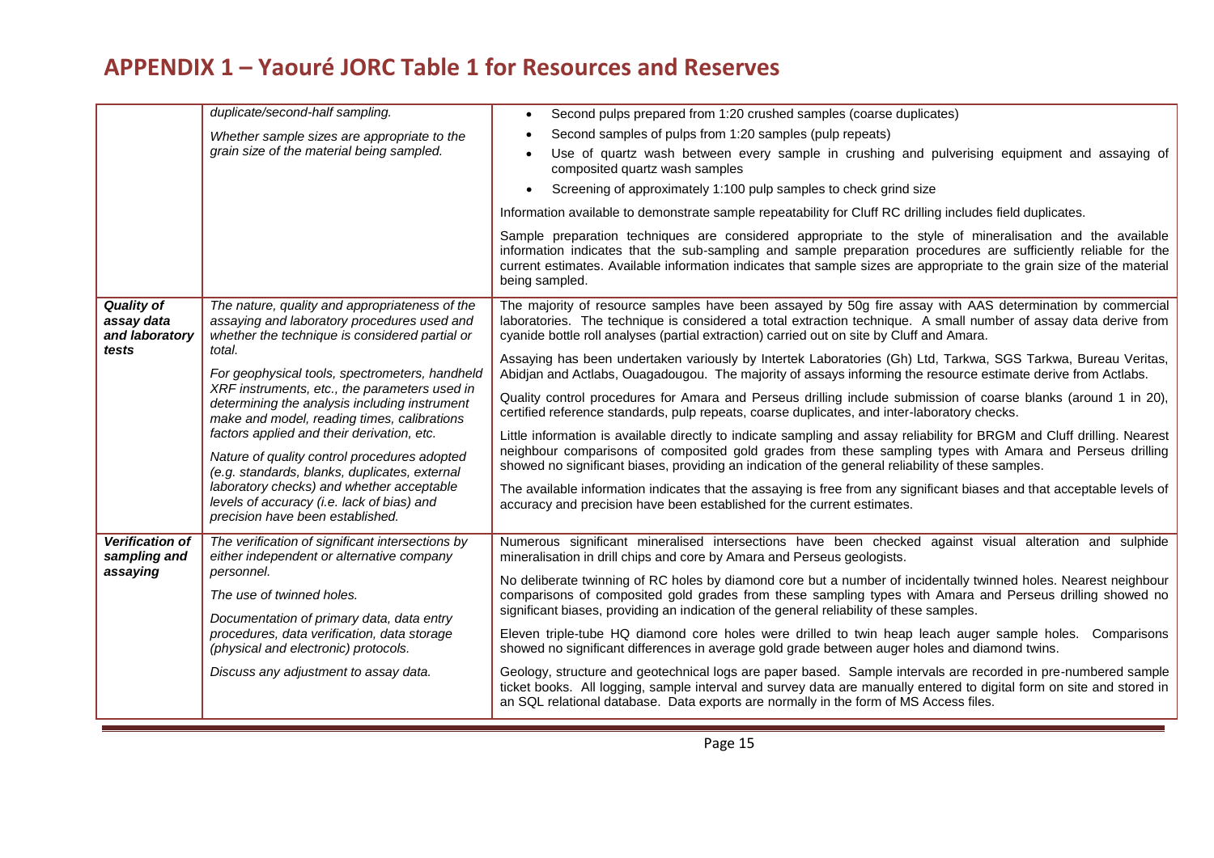# APPENDIX 1 – Yaouré JORC Table 1 for Resources and Reserves

| | | |
|---|---|---|
| | *duplicate/second-half sampling.*<br><br>*Whether sample sizes are appropriate to the grain size of the material being sampled.* | • Second pulps prepared from 1:20 crushed samples (coarse duplicates)<br>• Second samples of pulps from 1:20 samples (pulp repeats)<br>• Use of quartz wash between every sample in crushing and pulverising equipment and assaying of composited quartz wash samples<br>• Screening of approximately 1:100 pulp samples to check grind size<br><br>Information available to demonstrate sample repeatability for Cluff RC drilling includes field duplicates.<br><br>Sample preparation techniques are considered appropriate to the style of mineralisation and the available information indicates that the sub-sampling and sample preparation procedures are sufficiently reliable for the current estimates. Available information indicates that sample sizes are appropriate to the grain size of the material being sampled. |
| ***Quality of assay data and laboratory tests*** | *The nature, quality and appropriateness of the assaying and laboratory procedures used and whether the technique is considered partial or total.*<br><br>*For geophysical tools, spectrometers, handheld XRF instruments, etc., the parameters used in determining the analysis including instrument make and model, reading times, calibrations factors applied and their derivation, etc.*<br><br>*Nature of quality control procedures adopted (e.g. standards, blanks, duplicates, external laboratory checks) and whether acceptable levels of accuracy (i.e. lack of bias) and precision have been established.* | The majority of resource samples have been assayed by 50g fire assay with AAS determination by commercial laboratories. The technique is considered a total extraction technique. A small number of assay data derive from cyanide bottle roll analyses (partial extraction) carried out on site by Cluff and Amara.<br><br>Assaying has been undertaken variously by Intertek Laboratories (Gh) Ltd, Tarkwa, SGS Tarkwa, Bureau Veritas, Abidjan and Actlabs, Ouagadougou. The majority of assays informing the resource estimate derive from Actlabs.<br><br>Quality control procedures for Amara and Perseus drilling include submission of coarse blanks (around 1 in 20), certified reference standards, pulp repeats, coarse duplicates, and inter-laboratory checks.<br><br>Little information is available directly to indicate sampling and assay reliability for BRGM and Cluff drilling. Nearest neighbour comparisons of composited gold grades from these sampling types with Amara and Perseus drilling showed no significant biases, providing an indication of the general reliability of these samples.<br><br>The available information indicates that the assaying is free from any significant biases and that acceptable levels of accuracy and precision have been established for the current estimates. |
| ***Verification of sampling and assaying*** | *The verification of significant intersections by either independent or alternative company personnel.*<br><br>*The use of twinned holes.*<br><br>*Documentation of primary data, data entry procedures, data verification, data storage (physical and electronic) protocols.*<br><br>*Discuss any adjustment to assay data.* | Numerous significant mineralised intersections have been checked against visual alteration and sulphide mineralisation in drill chips and core by Amara and Perseus geologists.<br><br>No deliberate twinning of RC holes by diamond core but a number of incidentally twinned holes. Nearest neighbour comparisons of composited gold grades from these sampling types with Amara and Perseus drilling showed no significant biases, providing an indication of the general reliability of these samples.<br><br>Eleven triple-tube HQ diamond core holes were drilled to twin heap leach auger sample holes. Comparisons showed no significant differences in average gold grade between auger holes and diamond twins.<br><br>Geology, structure and geotechnical logs are paper based. Sample intervals are recorded in pre-numbered sample ticket books. All logging, sample interval and survey data are manually entered to digital form on site and stored in an SQL relational database. Data exports are normally in the form of MS Access files. |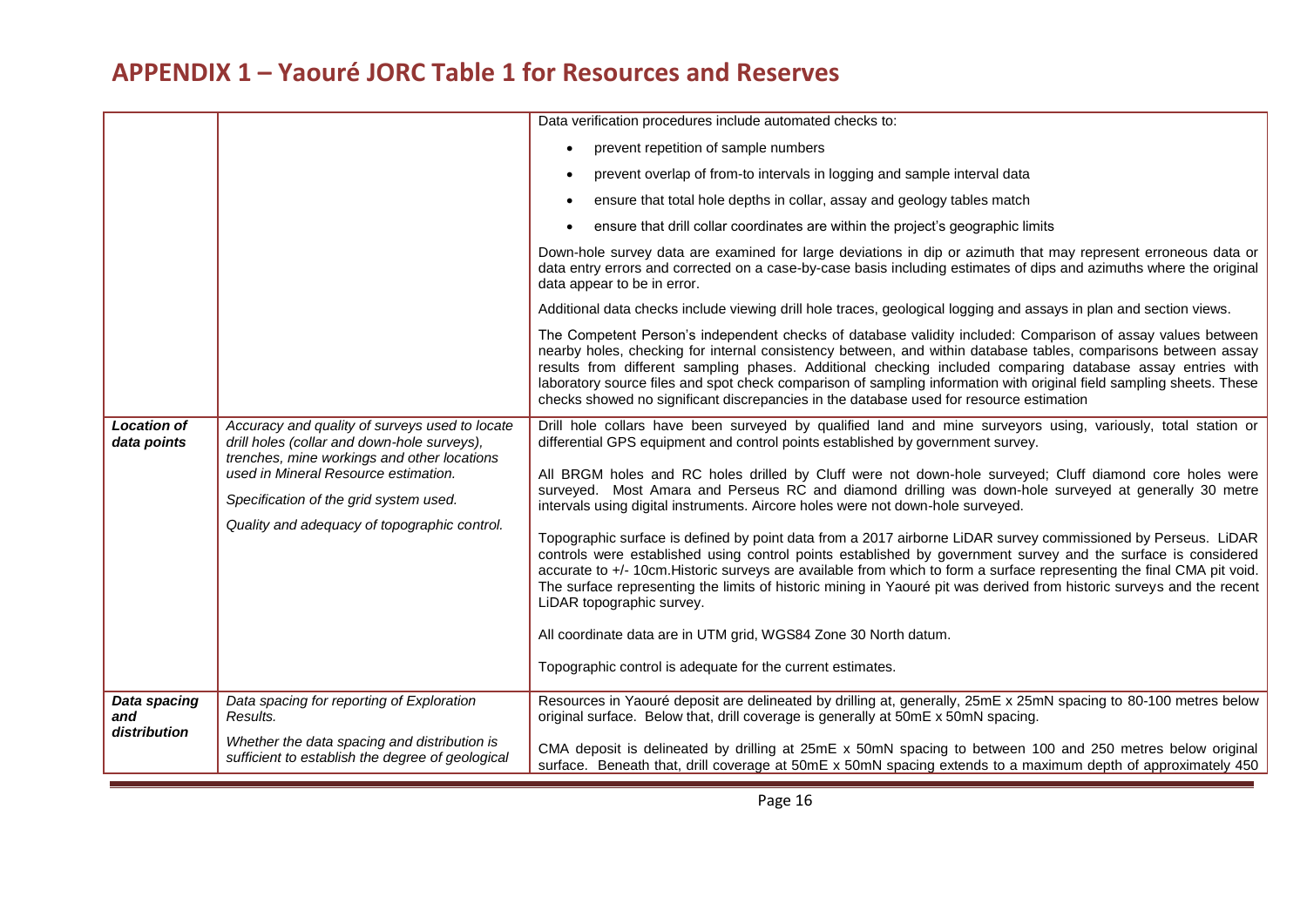## APPENDIX 1 – Yaouré JORC Table 1 for Resources and Reserves

| | | |
|---|---|---|
| | | Data verification procedures include automated checks to:<br>• prevent repetition of sample numbers<br>• prevent overlap of from-to intervals in logging and sample interval data<br>• ensure that total hole depths in collar, assay and geology tables match<br>• ensure that drill collar coordinates are within the project's geographic limits<br><br>Down-hole survey data are examined for large deviations in dip or azimuth that may represent erroneous data or data entry errors and corrected on a case-by-case basis including estimates of dips and azimuths where the original data appear to be in error.<br><br>Additional data checks include viewing drill hole traces, geological logging and assays in plan and section views.<br><br>The Competent Person's independent checks of database validity included: Comparison of assay values between nearby holes, checking for internal consistency between, and within database tables, comparisons between assay results from different sampling phases. Additional checking included comparing database assay entries with laboratory source files and spot check comparison of sampling information with original field sampling sheets. These checks showed no significant discrepancies in the database used for resource estimation |
| ***Location of data points*** | *Accuracy and quality of surveys used to locate drill holes (collar and down-hole surveys), trenches, mine workings and other locations used in Mineral Resource estimation.*<br><br>*Specification of the grid system used.*<br><br>*Quality and adequacy of topographic control.* | Drill hole collars have been surveyed by qualified land and mine surveyors using, variously, total station or differential GPS equipment and control points established by government survey.<br><br>All BRGM holes and RC holes drilled by Cluff were not down-hole surveyed; Cluff diamond core holes were surveyed. Most Amara and Perseus RC and diamond drilling was down-hole surveyed at generally 30 metre intervals using digital instruments. Aircore holes were not down-hole surveyed.<br><br>Topographic surface is defined by point data from a 2017 airborne LiDAR survey commissioned by Perseus. LiDAR controls were established using control points established by government survey and the surface is considered accurate to +/- 10cm.Historic surveys are available from which to form a surface representing the final CMA pit void. The surface representing the limits of historic mining in Yaouré pit was derived from historic surveys and the recent LiDAR topographic survey.<br><br>All coordinate data are in UTM grid, WGS84 Zone 30 North datum.<br><br>Topographic control is adequate for the current estimates. |
| ***Data spacing and distribution*** | *Data spacing for reporting of Exploration Results.*<br><br>*Whether the data spacing and distribution is sufficient to establish the degree of geological* | Resources in Yaouré deposit are delineated by drilling at, generally, 25mE x 25mN spacing to 80-100 metres below original surface. Below that, drill coverage is generally at 50mE x 50mN spacing.<br><br>CMA deposit is delineated by drilling at 25mE x 50mN spacing to between 100 and 250 metres below original surface. Beneath that, drill coverage at 50mE x 50mN spacing extends to a maximum depth of approximately 450 |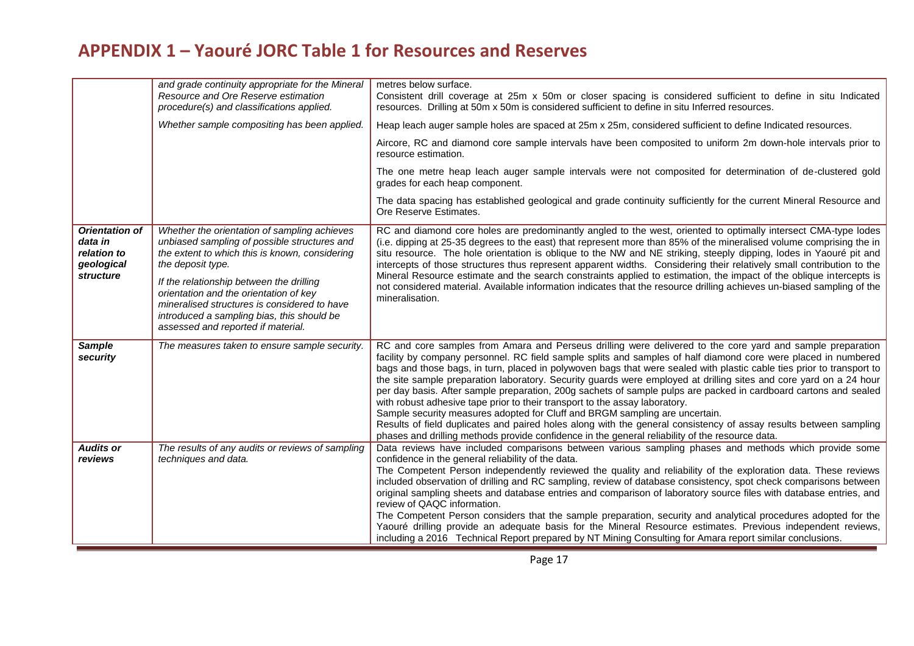## APPENDIX 1 – Yaouré JORC Table 1 for Resources and Reserves

| | | |
|---|---|---|
| | *and grade continuity appropriate for the Mineral Resource and Ore Reserve estimation procedure(s) and classifications applied.* <br><br> *Whether sample compositing has been applied.* | metres below surface.<br>Consistent drill coverage at 25m x 50m or closer spacing is considered sufficient to define in situ Indicated resources. Drilling at 50m x 50m is considered sufficient to define in situ Inferred resources.<br><br>Heap leach auger sample holes are spaced at 25m x 25m, considered sufficient to define Indicated resources.<br><br>Aircore, RC and diamond core sample intervals have been composited to uniform 2m down-hole intervals prior to resource estimation.<br><br>The one metre heap leach auger sample intervals were not composited for determination of de-clustered gold grades for each heap component.<br><br>The data spacing has established geological and grade continuity sufficiently for the current Mineral Resource and Ore Reserve Estimates. |
| ***Orientation of data in relation to geological structure*** | *Whether the orientation of sampling achieves unbiased sampling of possible structures and the extent to which this is known, considering the deposit type.*<br><br>*If the relationship between the drilling orientation and the orientation of key mineralised structures is considered to have introduced a sampling bias, this should be assessed and reported if material.* | RC and diamond core holes are predominantly angled to the west, oriented to optimally intersect CMA-type lodes (i.e. dipping at 25-35 degrees to the east) that represent more than 85% of the mineralised volume comprising the in situ resource. The hole orientation is oblique to the NW and NE striking, steeply dipping, lodes in Yaouré pit and intercepts of those structures thus represent apparent widths. Considering their relatively small contribution to the Mineral Resource estimate and the search constraints applied to estimation, the impact of the oblique intercepts is not considered material. Available information indicates that the resource drilling achieves un-biased sampling of the mineralisation. |
| ***Sample security*** | *The measures taken to ensure sample security.* | RC and core samples from Amara and Perseus drilling were delivered to the core yard and sample preparation facility by company personnel. RC field sample splits and samples of half diamond core were placed in numbered bags and those bags, in turn, placed in polywoven bags that were sealed with plastic cable ties prior to transport to the site sample preparation laboratory. Security guards were employed at drilling sites and core yard on a 24 hour per day basis. After sample preparation, 200g sachets of sample pulps are packed in cardboard cartons and sealed with robust adhesive tape prior to their transport to the assay laboratory.<br>Sample security measures adopted for Cluff and BRGM sampling are uncertain.<br>Results of field duplicates and paired holes along with the general consistency of assay results between sampling phases and drilling methods provide confidence in the general reliability of the resource data. |
| ***Audits or reviews*** | *The results of any audits or reviews of sampling techniques and data.* | Data reviews have included comparisons between various sampling phases and methods which provide some confidence in the general reliability of the data.<br>The Competent Person independently reviewed the quality and reliability of the exploration data. These reviews included observation of drilling and RC sampling, review of database consistency, spot check comparisons between original sampling sheets and database entries and comparison of laboratory source files with database entries, and review of QAQC information.<br>The Competent Person considers that the sample preparation, security and analytical procedures adopted for the Yaouré drilling provide an adequate basis for the Mineral Resource estimates. Previous independent reviews, including a 2016 Technical Report prepared by NT Mining Consulting for Amara report similar conclusions. |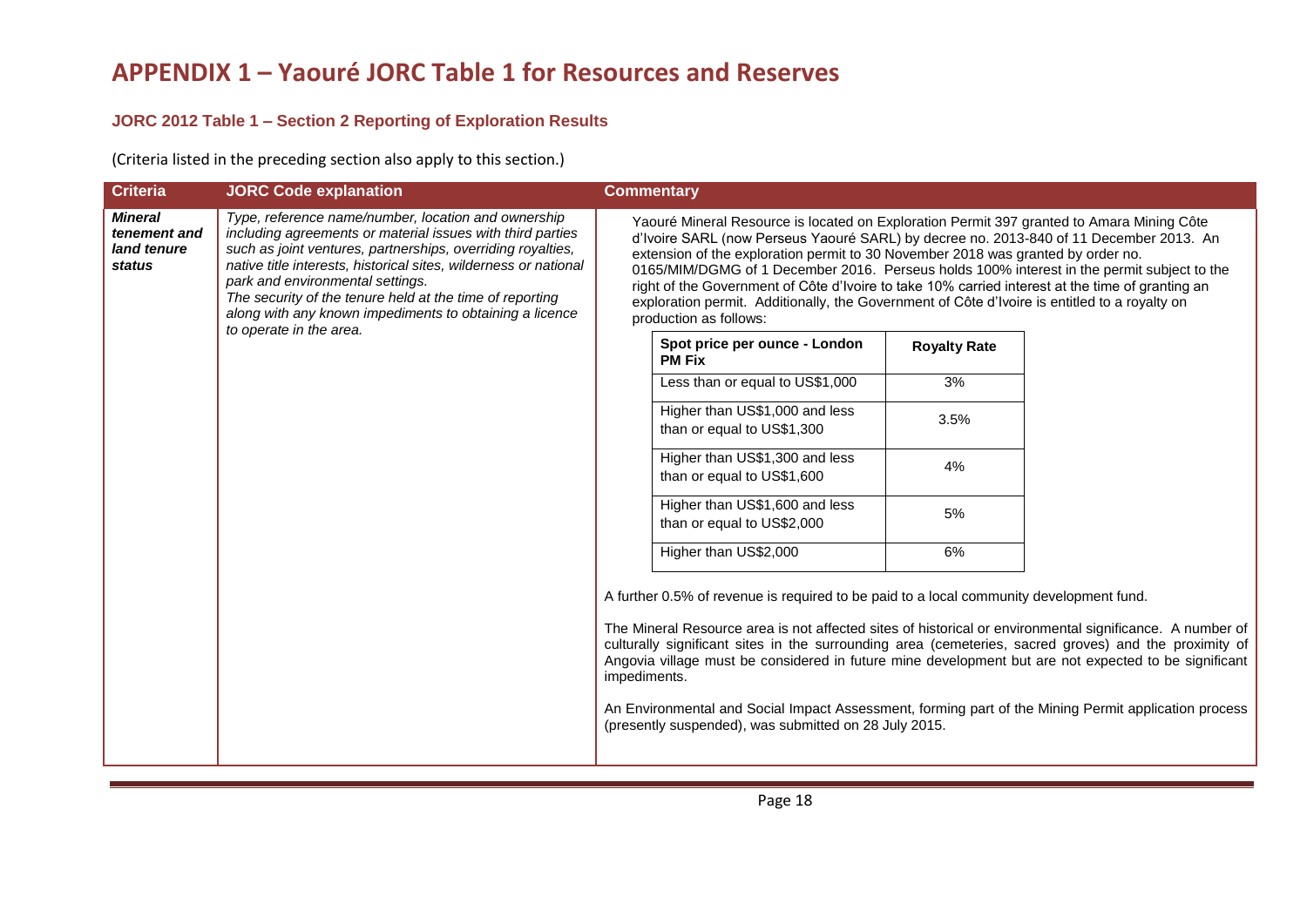# APPENDIX 1 – Yaouré JORC Table 1 for Resources and Reserves

### JORC 2012 Table 1 – Section 2 Reporting of Exploration Results

(Criteria listed in the preceding section also apply to this section.)

| Criteria | JORC Code explanation | Commentary |
|---|---|---|
| ***Mineral tenement and land tenure status*** | *Type, reference name/number, location and ownership including agreements or material issues with third parties such as joint ventures, partnerships, overriding royalties, native title interests, historical sites, wilderness or national park and environmental settings. The security of the tenure held at the time of reporting along with any known impediments to obtaining a licence to operate in the area.* | Yaouré Mineral Resource is located on Exploration Permit 397 granted to Amara Mining Côte d'Ivoire SARL (now Perseus Yaouré SARL) by decree no. 2013-840 of 11 December 2013. An extension of the exploration permit to 30 November 2018 was granted by order no. 0165/MIM/DGMG of 1 December 2016. Perseus holds 100% interest in the permit subject to the right of the Government of Côte d'Ivoire to take 10% carried interest at the time of granting an exploration permit. Additionally, the Government of Côte d'Ivoire is entitled to a royalty on production as follows:<br><br>**Spot price per ounce - London PM Fix** / **Royalty Rate**<br>Less than or equal to US$1,000 – 3%<br>Higher than US$1,000 and less than or equal to US$1,300 – 3.5%<br>Higher than US$1,300 and less than or equal to US$1,600 – 4%<br>Higher than US$1,600 and less than or equal to US$2,000 – 5%<br>Higher than US$2,000 – 6%<br><br>A further 0.5% of revenue is required to be paid to a local community development fund.<br><br>The Mineral Resource area is not affected sites of historical or environmental significance. A number of culturally significant sites in the surrounding area (cemeteries, sacred groves) and the proximity of Angovia village must be considered in future mine development but are not expected to be significant impediments.<br><br>An Environmental and Social Impact Assessment, forming part of the Mining Permit application process (presently suspended), was submitted on 28 July 2015. |

| Spot price per ounce - London PM Fix | Royalty Rate |
|---|---|
| Less than or equal to US$1,000 | 3% |
| Higher than US$1,000 and less than or equal to US$1,300 | 3.5% |
| Higher than US$1,300 and less than or equal to US$1,600 | 4% |
| Higher than US$1,600 and less than or equal to US$2,000 | 5% |
| Higher than US$2,000 | 6% |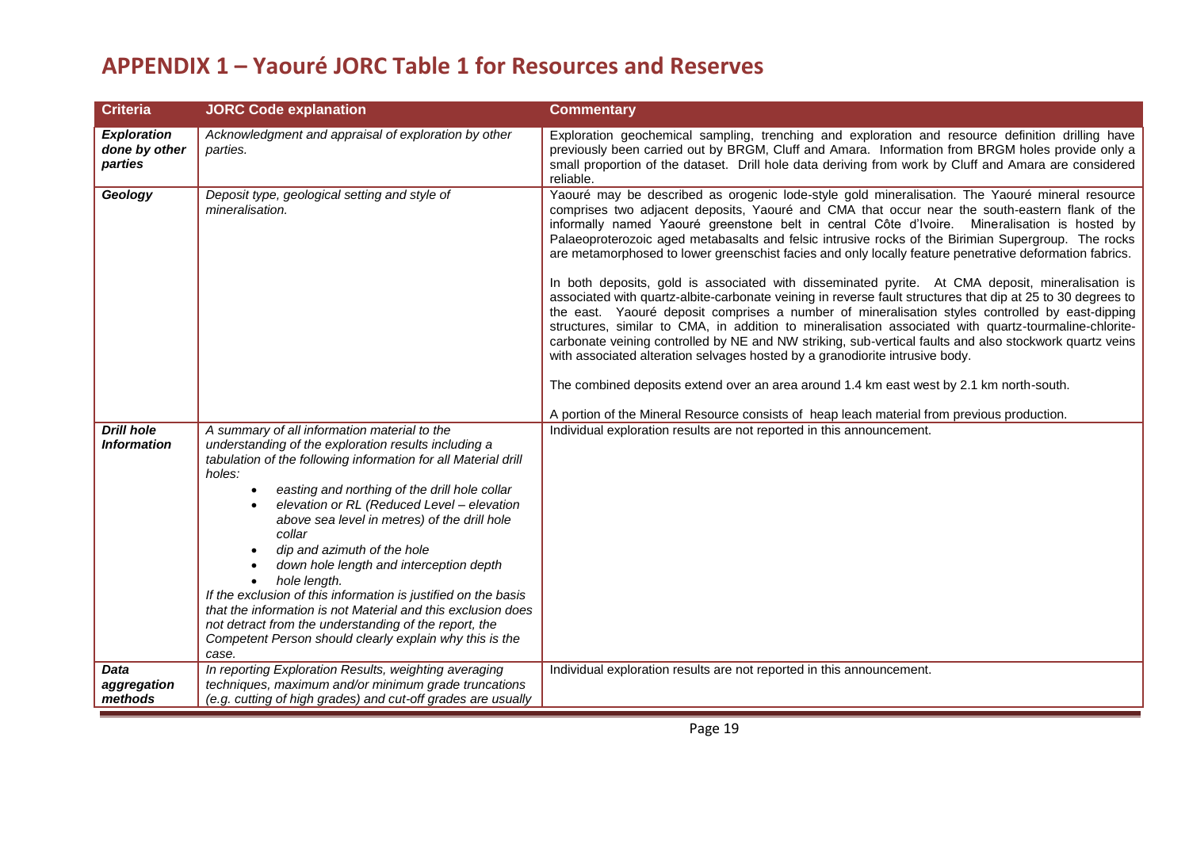# APPENDIX 1 – Yaouré JORC Table 1 for Resources and Reserves

| Criteria | JORC Code explanation | Commentary |
|---|---|---|
| ***Exploration done by other parties*** | *Acknowledgment and appraisal of exploration by other parties.* | Exploration geochemical sampling, trenching and exploration and resource definition drilling have previously been carried out by BRGM, Cluff and Amara. Information from BRGM holes provide only a small proportion of the dataset. Drill hole data deriving from work by Cluff and Amara are considered reliable. |
| ***Geology*** | *Deposit type, geological setting and style of mineralisation.* | Yaouré may be described as orogenic lode-style gold mineralisation. The Yaouré mineral resource comprises two adjacent deposits, Yaouré and CMA that occur near the south-eastern flank of the informally named Yaouré greenstone belt in central Côte d'Ivoire. Mineralisation is hosted by Palaeoproterozoic aged metabasalts and felsic intrusive rocks of the Birimian Supergroup. The rocks are metamorphosed to lower greenschist facies and only locally feature penetrative deformation fabrics.<br><br>In both deposits, gold is associated with disseminated pyrite. At CMA deposit, mineralisation is associated with quartz-albite-carbonate veining in reverse fault structures that dip at 25 to 30 degrees to the east. Yaouré deposit comprises a number of mineralisation styles controlled by east-dipping structures, similar to CMA, in addition to mineralisation associated with quartz-tourmaline-chlorite-carbonate veining controlled by NE and NW striking, sub-vertical faults and also stockwork quartz veins with associated alteration selvages hosted by a granodiorite intrusive body.<br><br>The combined deposits extend over an area around 1.4 km east west by 2.1 km north-south.<br><br>A portion of the Mineral Resource consists of heap leach material from previous production. |
| ***Drill hole Information*** | *A summary of all information material to the understanding of the exploration results including a tabulation of the following information for all Material drill holes:*<br>• *easting and northing of the drill hole collar*<br>• *elevation or RL (Reduced Level – elevation above sea level in metres) of the drill hole collar*<br>• *dip and azimuth of the hole*<br>• *down hole length and interception depth*<br>• *hole length.*<br>*If the exclusion of this information is justified on the basis that the information is not Material and this exclusion does not detract from the understanding of the report, the Competent Person should clearly explain why this is the case.* | Individual exploration results are not reported in this announcement. |
| ***Data aggregation methods*** | *In reporting Exploration Results, weighting averaging techniques, maximum and/or minimum grade truncations (e.g. cutting of high grades) and cut-off grades are usually* | Individual exploration results are not reported in this announcement. |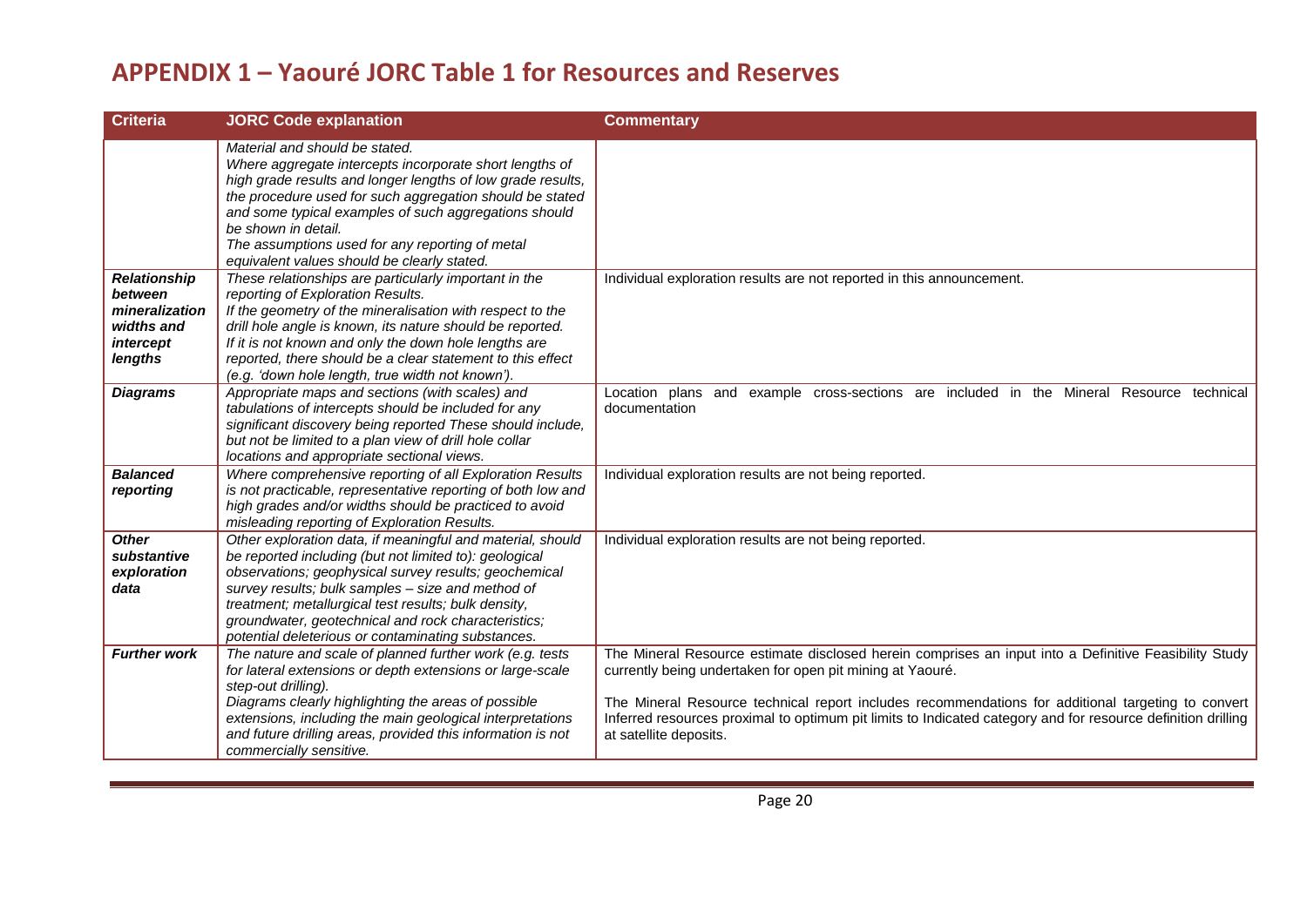# APPENDIX 1 – Yaouré JORC Table 1 for Resources and Reserves

| Criteria | JORC Code explanation | Commentary |
|---|---|---|
| | *Material and should be stated.* *Where aggregate intercepts incorporate short lengths of high grade results and longer lengths of low grade results, the procedure used for such aggregation should be stated and some typical examples of such aggregations should be shown in detail.* *The assumptions used for any reporting of metal equivalent values should be clearly stated.* | |
| ***Relationship between mineralization widths and intercept lengths*** | *These relationships are particularly important in the reporting of Exploration Results.* *If the geometry of the mineralisation with respect to the drill hole angle is known, its nature should be reported.* *If it is not known and only the down hole lengths are reported, there should be a clear statement to this effect (e.g. 'down hole length, true width not known').* | Individual exploration results are not reported in this announcement. |
| ***Diagrams*** | *Appropriate maps and sections (with scales) and tabulations of intercepts should be included for any significant discovery being reported These should include, but not be limited to a plan view of drill hole collar locations and appropriate sectional views.* | Location plans and example cross-sections are included in the Mineral Resource technical documentation |
| ***Balanced reporting*** | *Where comprehensive reporting of all Exploration Results is not practicable, representative reporting of both low and high grades and/or widths should be practiced to avoid misleading reporting of Exploration Results.* | Individual exploration results are not being reported. |
| ***Other substantive exploration data*** | *Other exploration data, if meaningful and material, should be reported including (but not limited to): geological observations; geophysical survey results; geochemical survey results; bulk samples – size and method of treatment; metallurgical test results; bulk density, groundwater, geotechnical and rock characteristics; potential deleterious or contaminating substances.* | Individual exploration results are not being reported. |
| ***Further work*** | *The nature and scale of planned further work (e.g. tests for lateral extensions or depth extensions or large-scale step-out drilling).* *Diagrams clearly highlighting the areas of possible extensions, including the main geological interpretations and future drilling areas, provided this information is not commercially sensitive.* | The Mineral Resource estimate disclosed herein comprises an input into a Definitive Feasibility Study currently being undertaken for open pit mining at Yaouré. The Mineral Resource technical report includes recommendations for additional targeting to convert Inferred resources proximal to optimum pit limits to Indicated category and for resource definition drilling at satellite deposits. |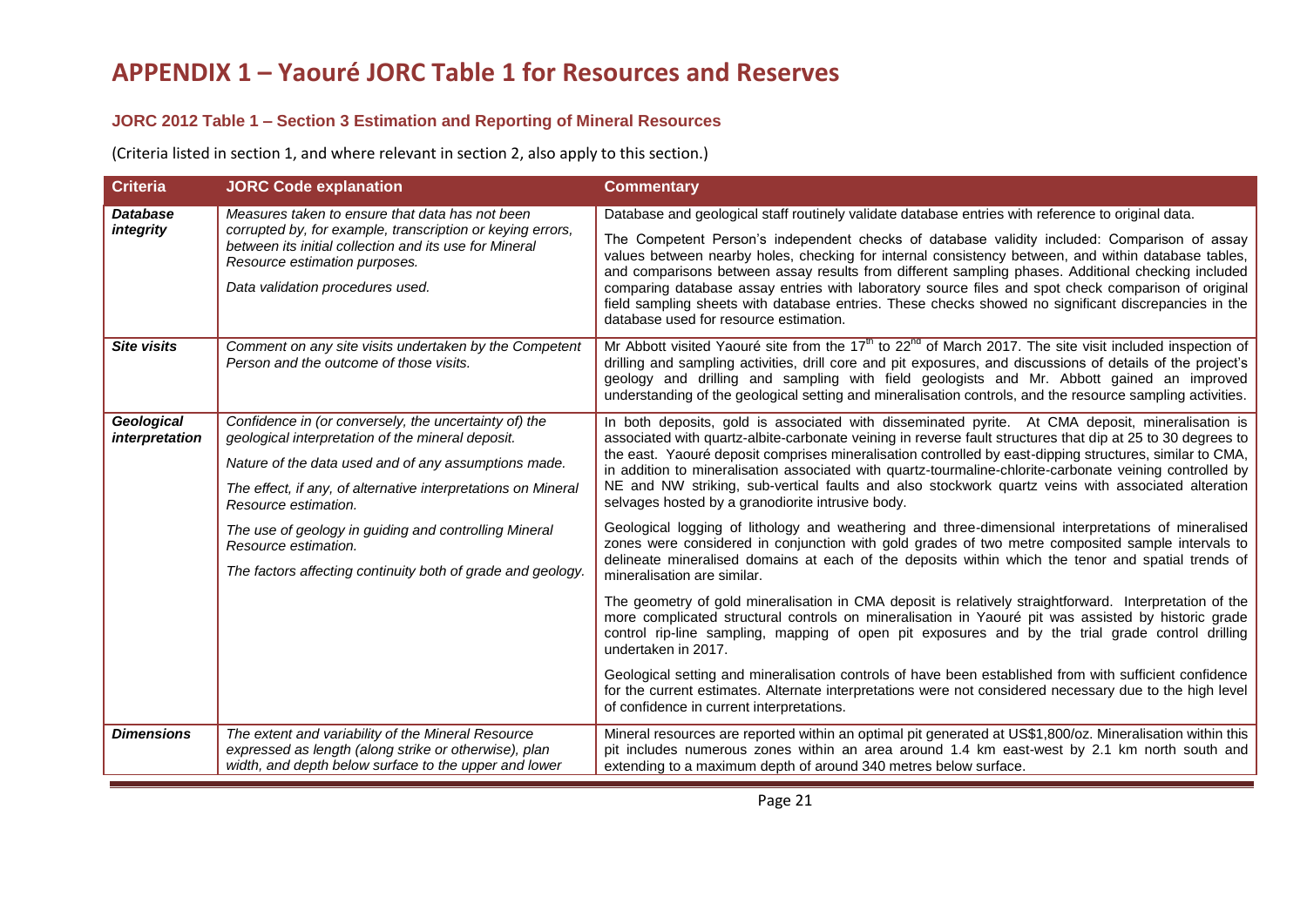# APPENDIX 1 – Yaouré JORC Table 1 for Resources and Reserves

### JORC 2012 Table 1 – Section 3 Estimation and Reporting of Mineral Resources

(Criteria listed in section 1, and where relevant in section 2, also apply to this section.)

| Criteria | JORC Code explanation | Commentary |
|---|---|---|
| ***Database integrity*** | *Measures taken to ensure that data has not been corrupted by, for example, transcription or keying errors, between its initial collection and its use for Mineral Resource estimation purposes.*<br><br>*Data validation procedures used.* | Database and geological staff routinely validate database entries with reference to original data.<br><br>The Competent Person's independent checks of database validity included: Comparison of assay values between nearby holes, checking for internal consistency between, and within database tables, and comparisons between assay results from different sampling phases. Additional checking included comparing database assay entries with laboratory source files and spot check comparison of original field sampling sheets with database entries. These checks showed no significant discrepancies in the database used for resource estimation. |
| ***Site visits*** | *Comment on any site visits undertaken by the Competent Person and the outcome of those visits.* | Mr Abbott visited Yaouré site from the 17th to 22nd of March 2017. The site visit included inspection of drilling and sampling activities, drill core and pit exposures, and discussions of details of the project's geology and drilling and sampling with field geologists and Mr. Abbott gained an improved understanding of the geological setting and mineralisation controls, and the resource sampling activities. |
| ***Geological interpretation*** | *Confidence in (or conversely, the uncertainty of) the geological interpretation of the mineral deposit.*<br><br>*Nature of the data used and of any assumptions made.*<br><br>*The effect, if any, of alternative interpretations on Mineral Resource estimation.*<br><br>*The use of geology in guiding and controlling Mineral Resource estimation.*<br><br>*The factors affecting continuity both of grade and geology.* | In both deposits, gold is associated with disseminated pyrite. At CMA deposit, mineralisation is associated with quartz-albite-carbonate veining in reverse fault structures that dip at 25 to 30 degrees to the east. Yaouré deposit comprises mineralisation controlled by east-dipping structures, similar to CMA, in addition to mineralisation associated with quartz-tourmaline-chlorite-carbonate veining controlled by NE and NW striking, sub-vertical faults and also stockwork quartz veins with associated alteration selvages hosted by a granodiorite intrusive body.<br><br>Geological logging of lithology and weathering and three-dimensional interpretations of mineralised zones were considered in conjunction with gold grades of two metre composited sample intervals to delineate mineralised domains at each of the deposits within which the tenor and spatial trends of mineralisation are similar.<br><br>The geometry of gold mineralisation in CMA deposit is relatively straightforward. Interpretation of the more complicated structural controls on mineralisation in Yaouré pit was assisted by historic grade control rip-line sampling, mapping of open pit exposures and by the trial grade control drilling undertaken in 2017.<br><br>Geological setting and mineralisation controls of have been established from with sufficient confidence for the current estimates. Alternate interpretations were not considered necessary due to the high level of confidence in current interpretations. |
| ***Dimensions*** | *The extent and variability of the Mineral Resource expressed as length (along strike or otherwise), plan width, and depth below surface to the upper and lower* | Mineral resources are reported within an optimal pit generated at US$1,800/oz. Mineralisation within this pit includes numerous zones within an area around 1.4 km east-west by 2.1 km north south and extending to a maximum depth of around 340 metres below surface. |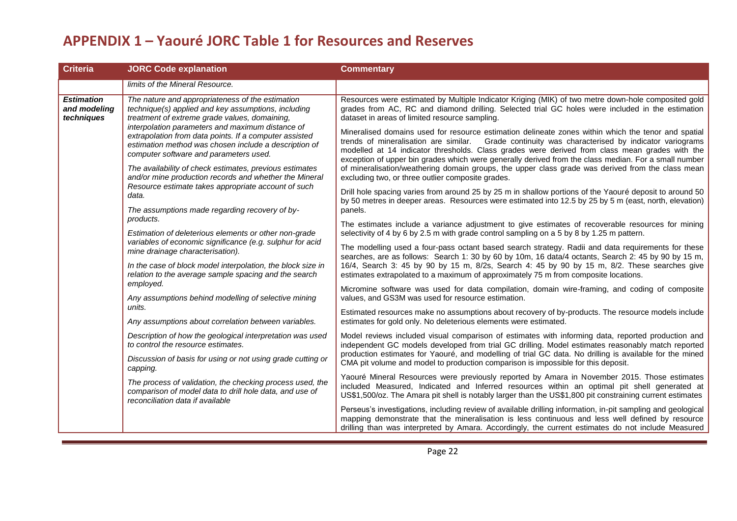# APPENDIX 1 – Yaouré JORC Table 1 for Resources and Reserves

| Criteria | JORC Code explanation | Commentary |
|---|---|---|
| | *limits of the Mineral Resource.* | |
| ***Estimation and modeling techniques*** | *The nature and appropriateness of the estimation technique(s) applied and key assumptions, including treatment of extreme grade values, domaining, interpolation parameters and maximum distance of extrapolation from data points. If a computer assisted estimation method was chosen include a description of computer software and parameters used.*<br><br>*The availability of check estimates, previous estimates and/or mine production records and whether the Mineral Resource estimate takes appropriate account of such data.*<br><br>*The assumptions made regarding recovery of by-products.*<br><br>*Estimation of deleterious elements or other non-grade variables of economic significance (e.g. sulphur for acid mine drainage characterisation).*<br><br>*In the case of block model interpolation, the block size in relation to the average sample spacing and the search employed.*<br><br>*Any assumptions behind modelling of selective mining units.*<br><br>*Any assumptions about correlation between variables.*<br><br>*Description of how the geological interpretation was used to control the resource estimates.*<br><br>*Discussion of basis for using or not using grade cutting or capping.*<br><br>*The process of validation, the checking process used, the comparison of model data to drill hole data, and use of reconciliation data if available* | Resources were estimated by Multiple Indicator Kriging (MIK) of two metre down-hole composited gold grades from AC, RC and diamond drilling. Selected trial GC holes were included in the estimation dataset in areas of limited resource sampling.<br><br>Mineralised domains used for resource estimation delineate zones within which the tenor and spatial trends of mineralisation are similar. Grade continuity was characterised by indicator variograms modelled at 14 indicator thresholds. Class grades were derived from class mean grades with the exception of upper bin grades which were generally derived from the class median. For a small number of mineralisation/weathering domain groups, the upper class grade was derived from the class mean excluding two, or three outlier composite grades.<br><br>Drill hole spacing varies from around 25 by 25 m in shallow portions of the Yaouré deposit to around 50 by 50 metres in deeper areas. Resources were estimated into 12.5 by 25 by 5 m (east, north, elevation) panels.<br><br>The estimates include a variance adjustment to give estimates of recoverable resources for mining selectivity of 4 by 6 by 2.5 m with grade control sampling on a 5 by 8 by 1.25 m pattern.<br><br>The modelling used a four-pass octant based search strategy. Radii and data requirements for these searches, are as follows: Search 1: 30 by 60 by 10m, 16 data/4 octants, Search 2: 45 by 90 by 15 m, 16/4, Search 3: 45 by 90 by 15 m, 8/2s, Search 4: 45 by 90 by 15 m, 8/2. These searches give estimates extrapolated to a maximum of approximately 75 m from composite locations.<br><br>Micromine software was used for data compilation, domain wire-framing, and coding of composite values, and GS3M was used for resource estimation.<br><br>Estimated resources make no assumptions about recovery of by-products. The resource models include estimates for gold only. No deleterious elements were estimated.<br><br>Model reviews included visual comparison of estimates with informing data, reported production and independent GC models developed from trial GC drilling. Model estimates reasonably match reported production estimates for Yaouré, and modelling of trial GC data. No drilling is available for the mined CMA pit volume and model to production comparison is impossible for this deposit.<br><br>Yaouré Mineral Resources were previously reported by Amara in November 2015. Those estimates included Measured, Indicated and Inferred resources within an optimal pit shell generated at US$1,500/oz. The Amara pit shell is notably larger than the US$1,800 pit constraining current estimates<br><br>Perseus's investigations, including review of available drilling information, in-pit sampling and geological mapping demonstrate that the mineralisation is less continuous and less well defined by resource drilling than was interpreted by Amara. Accordingly, the current estimates do not include Measured |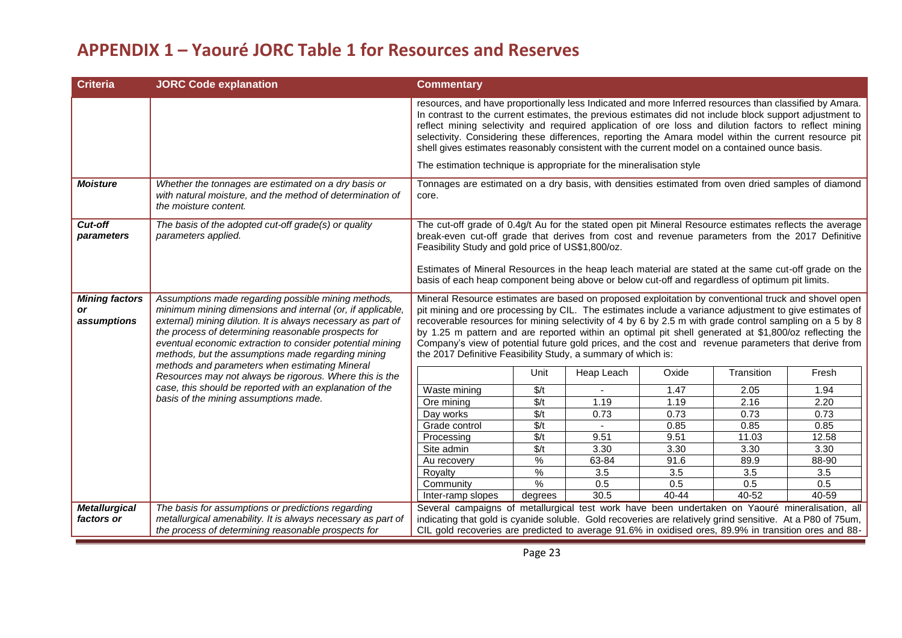# APPENDIX 1 – Yaouré JORC Table 1 for Resources and Reserves

| Criteria | JORC Code explanation | Commentary |
|---|---|---|
| | | resources, and have proportionally less Indicated and more Inferred resources than classified by Amara. In contrast to the current estimates, the previous estimates did not include block support adjustment to reflect mining selectivity and required application of ore loss and dilution factors to reflect mining selectivity. Considering these differences, reporting the Amara model within the current resource pit shell gives estimates reasonably consistent with the current model on a contained ounce basis.<br><br>The estimation technique is appropriate for the mineralisation style |
| ***Moisture*** | *Whether the tonnages are estimated on a dry basis or with natural moisture, and the method of determination of the moisture content.* | Tonnages are estimated on a dry basis, with densities estimated from oven dried samples of diamond core. |
| ***Cut-off parameters*** | *The basis of the adopted cut-off grade(s) or quality parameters applied.* | The cut-off grade of 0.4g/t Au for the stated open pit Mineral Resource estimates reflects the average break-even cut-off grade that derives from cost and revenue parameters from the 2017 Definitive Feasibility Study and gold price of US$1,800/oz.<br><br>Estimates of Mineral Resources in the heap leach material are stated at the same cut-off grade on the basis of each heap component being above or below cut-off and regardless of optimum pit limits. |
| ***Mining factors or assumptions*** | *Assumptions made regarding possible mining methods, minimum mining dimensions and internal (or, if applicable, external) mining dilution. It is always necessary as part of the process of determining reasonable prospects for eventual economic extraction to consider potential mining methods, but the assumptions made regarding mining methods and parameters when estimating Mineral Resources may not always be rigorous. Where this is the case, this should be reported with an explanation of the basis of the mining assumptions made.* | Mineral Resource estimates are based on proposed exploitation by conventional truck and shovel open pit mining and ore processing by CIL. The estimates include a variance adjustment to give estimates of recoverable resources for mining selectivity of 4 by 6 by 2.5 m with grade control sampling on a 5 by 8 by 1.25 m pattern and are reported within an optimal pit shell generated at $1,800/oz reflecting the Company's view of potential future gold prices, and the cost and revenue parameters that derive from the 2017 Definitive Feasibility Study, a summary of which is: (see table below) |
| ***Metallurgical factors or*** | *The basis for assumptions or predictions regarding metallurgical amenability. It is always necessary as part of the process of determining reasonable prospects for* | Several campaigns of metallurgical test work have been undertaken on Yaouré mineralisation, all indicating that gold is cyanide soluble. Gold recoveries are relatively grind sensitive. At a P80 of 75um, CIL gold recoveries are predicted to average 91.6% in oxidised ores, 89.9% in transition ores and 88- |

| | Unit | Heap Leach | Oxide | Transition | Fresh |
|---|---|---|---|---|---|
| Waste mining | $/t | - | 1.47 | 2.05 | 1.94 |
| Ore mining | $/t | 1.19 | 1.19 | 2.16 | 2.20 |
| Day works | $/t | 0.73 | 0.73 | 0.73 | 0.73 |
| Grade control | $/t | - | 0.85 | 0.85 | 0.85 |
| Processing | $/t | 9.51 | 9.51 | 11.03 | 12.58 |
| Site admin | $/t | 3.30 | 3.30 | 3.30 | 3.30 |
| Au recovery | % | 63-84 | 91.6 | 89.9 | 88-90 |
| Royalty | % | 3.5 | 3.5 | 3.5 | 3.5 |
| Community | % | 0.5 | 0.5 | 0.5 | 0.5 |
| Inter-ramp slopes | degrees | 30.5 | 40-44 | 40-52 | 40-59 |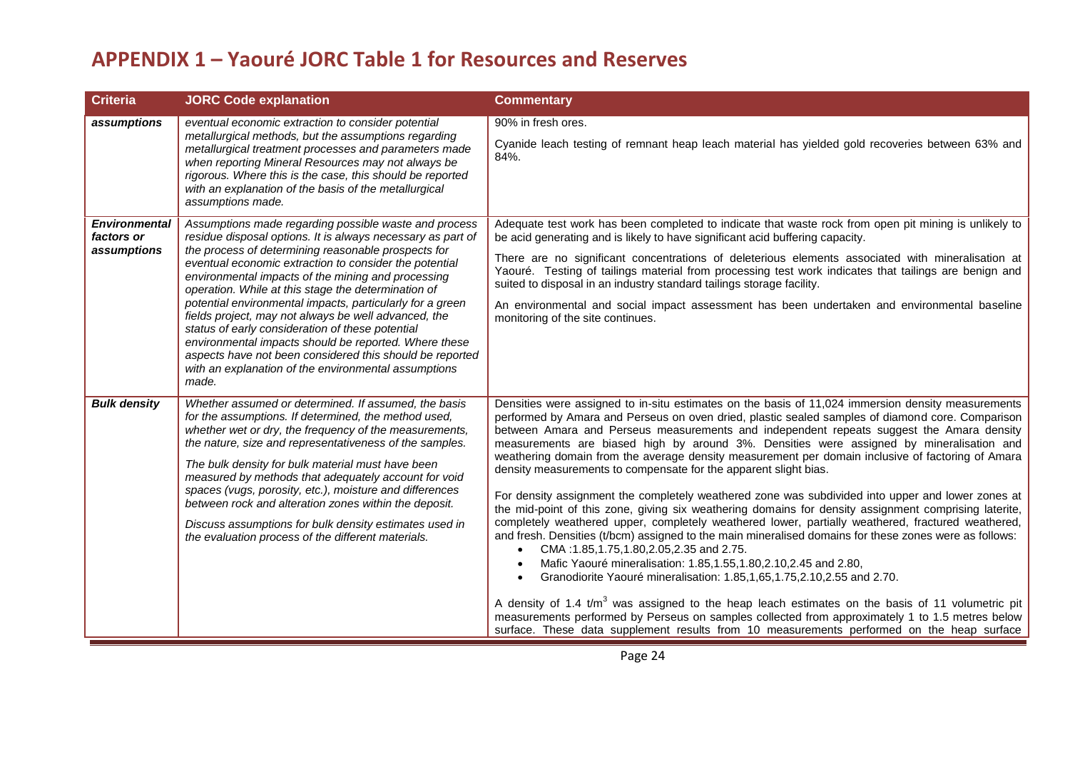# APPENDIX 1 – Yaouré JORC Table 1 for Resources and Reserves

| Criteria | JORC Code explanation | Commentary |
|---|---|---|
| ***assumptions*** | *eventual economic extraction to consider potential metallurgical methods, but the assumptions regarding metallurgical treatment processes and parameters made when reporting Mineral Resources may not always be rigorous. Where this is the case, this should be reported with an explanation of the basis of the metallurgical assumptions made.* | 90% in fresh ores.<br><br>Cyanide leach testing of remnant heap leach material has yielded gold recoveries between 63% and 84%. |
| ***Environmental factors or assumptions*** | *Assumptions made regarding possible waste and process residue disposal options. It is always necessary as part of the process of determining reasonable prospects for eventual economic extraction to consider the potential environmental impacts of the mining and processing operation. While at this stage the determination of potential environmental impacts, particularly for a green fields project, may not always be well advanced, the status of early consideration of these potential environmental impacts should be reported. Where these aspects have not been considered this should be reported with an explanation of the environmental assumptions made.* | Adequate test work has been completed to indicate that waste rock from open pit mining is unlikely to be acid generating and is likely to have significant acid buffering capacity.<br><br>There are no significant concentrations of deleterious elements associated with mineralisation at Yaouré. Testing of tailings material from processing test work indicates that tailings are benign and suited to disposal in an industry standard tailings storage facility.<br><br>An environmental and social impact assessment has been undertaken and environmental baseline monitoring of the site continues. |
| ***Bulk density*** | *Whether assumed or determined. If assumed, the basis for the assumptions. If determined, the method used, whether wet or dry, the frequency of the measurements, the nature, size and representativeness of the samples.*<br><br>*The bulk density for bulk material must have been measured by methods that adequately account for void spaces (vugs, porosity, etc.), moisture and differences between rock and alteration zones within the deposit.*<br><br>*Discuss assumptions for bulk density estimates used in the evaluation process of the different materials.* | Densities were assigned to in-situ estimates on the basis of 11,024 immersion density measurements performed by Amara and Perseus on oven dried, plastic sealed samples of diamond core. Comparison between Amara and Perseus measurements and independent repeats suggest the Amara density measurements are biased high by around 3%. Densities were assigned by mineralisation and weathering domain from the average density measurement per domain inclusive of factoring of Amara density measurements to compensate for the apparent slight bias.<br><br>For density assignment the completely weathered zone was subdivided into upper and lower zones at the mid-point of this zone, giving six weathering domains for density assignment comprising laterite, completely weathered upper, completely weathered lower, partially weathered, fractured weathered, and fresh. Densities (t/bcm) assigned to the main mineralised domains for these zones were as follows:<br>• CMA :1.85,1.75,1.80,2.05,2.35 and 2.75.<br>• Mafic Yaouré mineralisation: 1.85,1.55,1.80,2.10,2.45 and 2.80,<br>• Granodiorite Yaouré mineralisation: 1.85,1,65,1.75,2.10,2.55 and 2.70.<br><br>A density of 1.4 t/m$^3$ was assigned to the heap leach estimates on the basis of 11 volumetric pit measurements performed by Perseus on samples collected from approximately 1 to 1.5 metres below surface. These data supplement results from 10 measurements performed on the heap surface |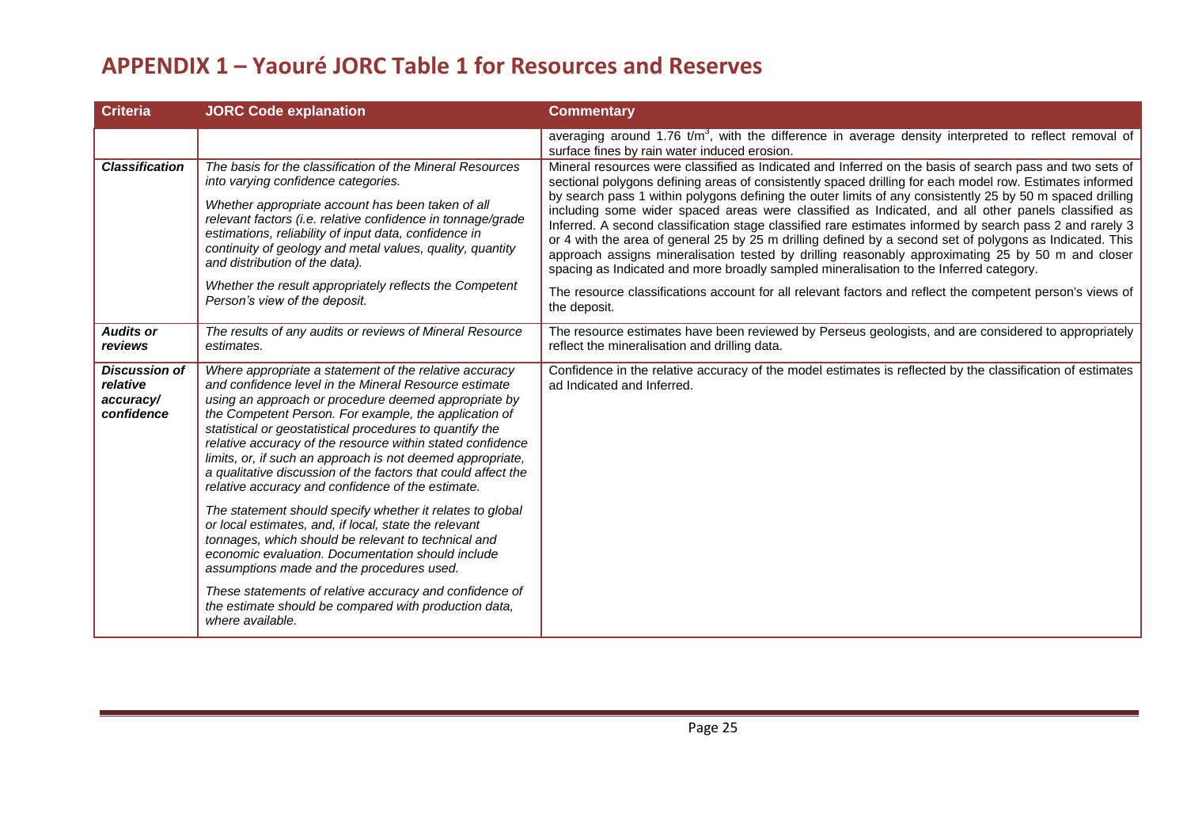# APPENDIX 1 – Yaouré JORC Table 1 for Resources and Reserves

| Criteria | JORC Code explanation | Commentary |
|---|---|---|
| | | averaging around 1.76 t/m$^3$, with the difference in average density interpreted to reflect removal of surface fines by rain water induced erosion. |
| ***Classification*** | *The basis for the classification of the Mineral Resources into varying confidence categories.*<br><br>*Whether appropriate account has been taken of all relevant factors (i.e. relative confidence in tonnage/grade estimations, reliability of input data, confidence in continuity of geology and metal values, quality, quantity and distribution of the data).*<br><br>*Whether the result appropriately reflects the Competent Person's view of the deposit.* | Mineral resources were classified as Indicated and Inferred on the basis of search pass and two sets of sectional polygons defining areas of consistently spaced drilling for each model row. Estimates informed by search pass 1 within polygons defining the outer limits of any consistently 25 by 50 m spaced drilling including some wider spaced areas were classified as Indicated, and all other panels classified as Inferred. A second classification stage classified rare estimates informed by search pass 2 and rarely 3 or 4 with the area of general 25 by 25 m drilling defined by a second set of polygons as Indicated. This approach assigns mineralisation tested by drilling reasonably approximating 25 by 50 m and closer spacing as Indicated and more broadly sampled mineralisation to the Inferred category.<br><br>The resource classifications account for all relevant factors and reflect the competent person's views of the deposit. |
| ***Audits or reviews*** | *The results of any audits or reviews of Mineral Resource estimates.* | The resource estimates have been reviewed by Perseus geologists, and are considered to appropriately reflect the mineralisation and drilling data. |
| ***Discussion of relative accuracy/ confidence*** | *Where appropriate a statement of the relative accuracy and confidence level in the Mineral Resource estimate using an approach or procedure deemed appropriate by the Competent Person. For example, the application of statistical or geostatistical procedures to quantify the relative accuracy of the resource within stated confidence limits, or, if such an approach is not deemed appropriate, a qualitative discussion of the factors that could affect the relative accuracy and confidence of the estimate.*<br><br>*The statement should specify whether it relates to global or local estimates, and, if local, state the relevant tonnages, which should be relevant to technical and economic evaluation. Documentation should include assumptions made and the procedures used.*<br><br>*These statements of relative accuracy and confidence of the estimate should be compared with production data, where available.* | Confidence in the relative accuracy of the model estimates is reflected by the classification of estimates ad Indicated and Inferred. |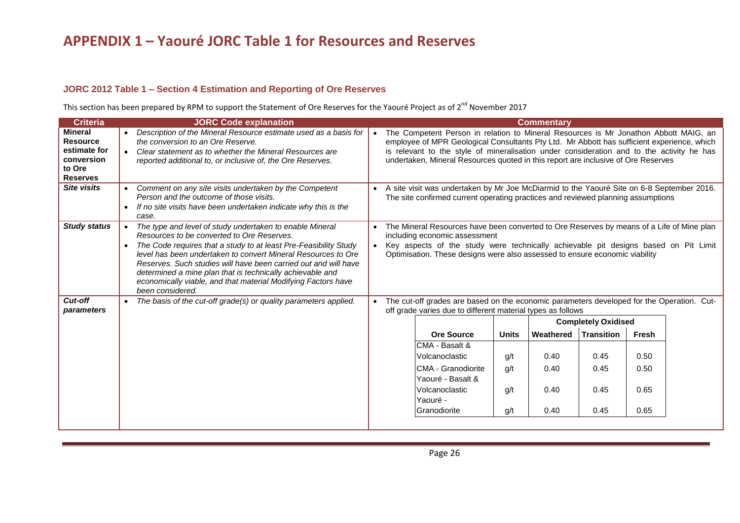# APPENDIX 1 – Yaouré JORC Table 1 for Resources and Reserves

### JORC 2012 Table 1 – Section 4 Estimation and Reporting of Ore Reserves

This section has been prepared by RPM to support the Statement of Ore Reserves for the Yaouré Project as of 2nd November 2017

| Criteria | JORC Code explanation | Commentary |
|---|---|---|
| **Mineral Resource estimate for conversion to Ore Reserves** | • *Description of the Mineral Resource estimate used as a basis for the conversion to an Ore Reserve.*<br>• *Clear statement as to whether the Mineral Resources are reported additional to, or inclusive of, the Ore Reserves.* | • The Competent Person in relation to Mineral Resources is Mr Jonathon Abbott MAIG, an employee of MPR Geological Consultants Pty Ltd. Mr Abbott has sufficient experience, which is relevant to the style of mineralisation under consideration and to the activity he has undertaken, Mineral Resources quoted in this report are inclusive of Ore Reserves |
| ***Site visits*** | • *Comment on any site visits undertaken by the Competent Person and the outcome of those visits.*<br>• *If no site visits have been undertaken indicate why this is the case.* | • A site visit was undertaken by Mr Joe McDiarmid to the Yaouré Site on 6-8 September 2016. The site confirmed current operating practices and reviewed planning assumptions |
| ***Study status*** | • *The type and level of study undertaken to enable Mineral Resources to be converted to Ore Reserves.*<br>• *The Code requires that a study to at least Pre-Feasibility Study level has been undertaken to convert Mineral Resources to Ore Reserves. Such studies will have been carried out and will have determined a mine plan that is technically achievable and economically viable, and that material Modifying Factors have been considered.* | • The Mineral Resources have been converted to Ore Reserves by means of a Life of Mine plan including economic assessment<br>• Key aspects of the study were technically achievable pit designs based on Pit Limit Optimisation. These designs were also assessed to ensure economic viability |
| ***Cut-off parameters*** | • *The basis of the cut-off grade(s) or quality parameters applied.* | • The cut-off grades are based on the economic parameters developed for the Operation. Cut-off grade varies due to different material types as follows |

| | | Completely Oxidised | | |
|---|---|---|---|---|
| **Ore Source** | **Units** | **Weathered** | **Transition** | **Fresh** |
| CMA - Basalt & Volcanoclastic | g/t | 0.40 | 0.45 | 0.50 |
| CMA - Granodiorite | g/t | 0.40 | 0.45 | 0.50 |
| Yaouré - Basalt & Volcanoclastic | g/t | 0.40 | 0.45 | 0.65 |
| Yaouré - Granodiorite | g/t | 0.40 | 0.45 | 0.65 |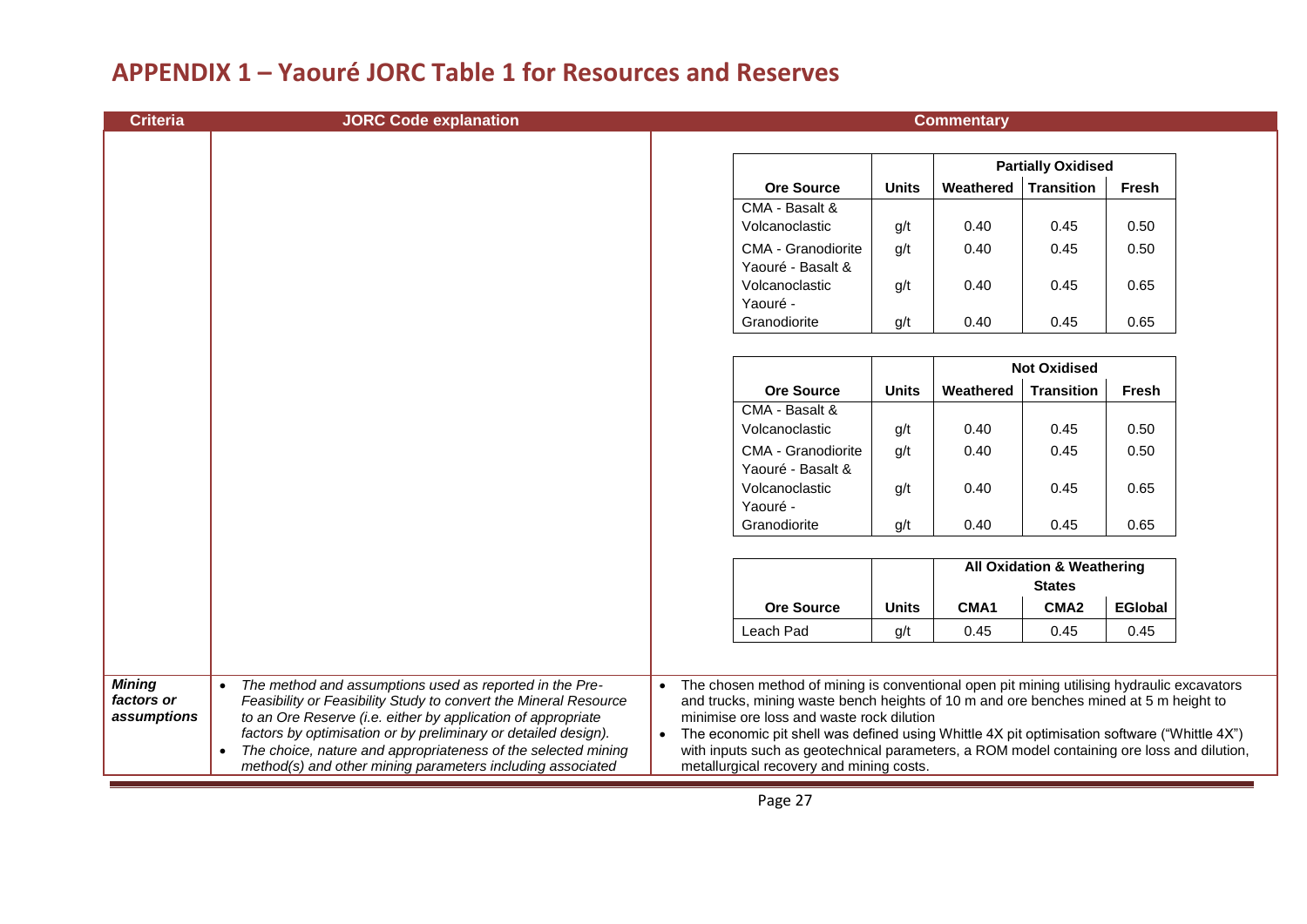# APPENDIX 1 – Yaouré JORC Table 1 for Resources and Reserves

| Criteria | JORC Code explanation | Commentary |
|---|---|---|
| | | *(continued – cut-off grade tables below)* |
| ***Mining factors or assumptions*** | • *The method and assumptions used as reported in the Pre-Feasibility or Feasibility Study to convert the Mineral Resource to an Ore Reserve (i.e. either by application of appropriate factors by optimisation or by preliminary or detailed design).*<br>• *The choice, nature and appropriateness of the selected mining method(s) and other mining parameters including associated* | • The chosen method of mining is conventional open pit mining utilising hydraulic excavators and trucks, mining waste bench heights of 10 m and ore benches mined at 5 m height to minimise ore loss and waste rock dilution<br>• The economic pit shell was defined using Whittle 4X pit optimisation software ("Whittle 4X") with inputs such as geotechnical parameters, a ROM model containing ore loss and dilution, metallurgical recovery and mining costs. |

| | | Partially Oxidised | | |
|---|---|---|---|---|
| **Ore Source** | **Units** | **Weathered** | **Transition** | **Fresh** |
| CMA - Basalt & Volcanoclastic | g/t | 0.40 | 0.45 | 0.50 |
| CMA - Granodiorite | g/t | 0.40 | 0.45 | 0.50 |
| Yaouré - Basalt & Volcanoclastic | g/t | 0.40 | 0.45 | 0.65 |
| Yaouré - Granodiorite | g/t | 0.40 | 0.45 | 0.65 |

| | | Not Oxidised | | |
|---|---|---|---|---|
| **Ore Source** | **Units** | **Weathered** | **Transition** | **Fresh** |
| CMA - Basalt & Volcanoclastic | g/t | 0.40 | 0.45 | 0.50 |
| CMA - Granodiorite | g/t | 0.40 | 0.45 | 0.50 |
| Yaouré - Basalt & Volcanoclastic | g/t | 0.40 | 0.45 | 0.65 |
| Yaouré - Granodiorite | g/t | 0.40 | 0.45 | 0.65 |

| | | All Oxidation & Weathering States | | |
|---|---|---|---|---|
| **Ore Source** | **Units** | **CMA1** | **CMA2** | **EGlobal** |
| Leach Pad | g/t | 0.45 | 0.45 | 0.45 |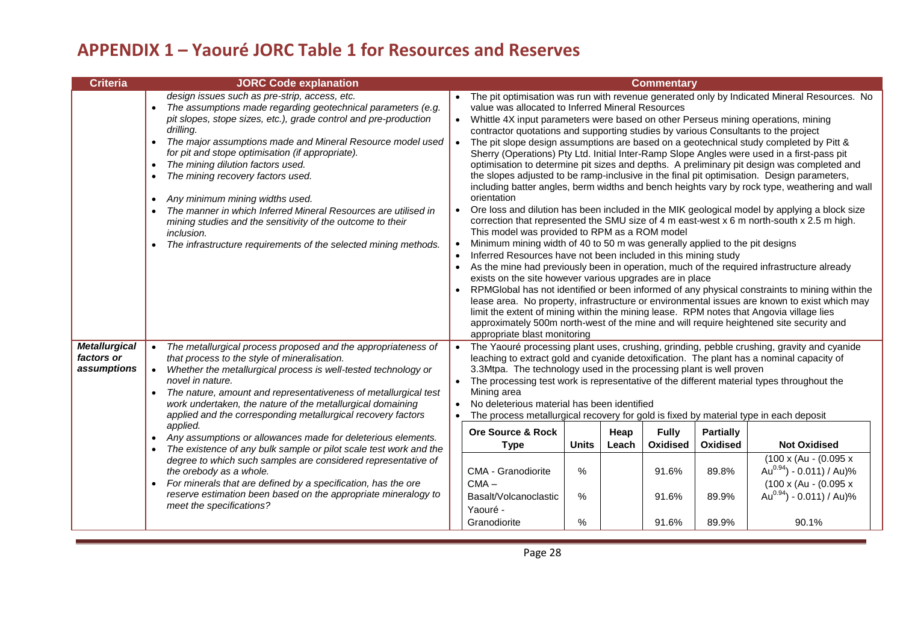# APPENDIX 1 – Yaouré JORC Table 1 for Resources and Reserves

| Criteria | JORC Code explanation | Commentary |
|---|---|---|
| | *design issues such as pre-strip, access, etc.*<br>• *The assumptions made regarding geotechnical parameters (e.g. pit slopes, stope sizes, etc.), grade control and pre-production drilling.*<br>• *The major assumptions made and Mineral Resource model used for pit and stope optimisation (if appropriate).*<br>• *The mining dilution factors used.*<br>• *The mining recovery factors used.*<br>• *Any minimum mining widths used.*<br>• *The manner in which Inferred Mineral Resources are utilised in mining studies and the sensitivity of the outcome to their inclusion.*<br>• *The infrastructure requirements of the selected mining methods.* | • The pit optimisation was run with revenue generated only by Indicated Mineral Resources. No value was allocated to Inferred Mineral Resources<br>• Whittle 4X input parameters were based on other Perseus mining operations, mining contractor quotations and supporting studies by various Consultants to the project<br>• The pit slope design assumptions are based on a geotechnical study completed by Pitt & Sherry (Operations) Pty Ltd. Initial Inter-Ramp Slope Angles were used in a first-pass pit optimisation to determine pit sizes and depths. A preliminary pit design was completed and the slopes adjusted to be ramp-inclusive in the final pit optimisation. Design parameters, including batter angles, berm widths and bench heights vary by rock type, weathering and wall orientation<br>• Ore loss and dilution has been included in the MIK geological model by applying a block size correction that represented the SMU size of 4 m east-west x 6 m north-south x 2.5 m high. This model was provided to RPM as a ROM model<br>• Minimum mining width of 40 to 50 m was generally applied to the pit designs<br>• Inferred Resources have not been included in this mining study<br>• As the mine had previously been in operation, much of the required infrastructure already exists on the site however various upgrades are in place<br>• RPMGlobal has not identified or been informed of any physical constraints to mining within the lease area. No property, infrastructure or environmental issues are known to exist which may limit the extent of mining within the mining lease. RPM notes that Angovia village lies approximately 500m north-west of the mine and will require heightened site security and appropriate blast monitoring |
| ***Metallurgical factors or assumptions*** | • *The metallurgical process proposed and the appropriateness of that process to the style of mineralisation.*<br>• *Whether the metallurgical process is well-tested technology or novel in nature.*<br>• *The nature, amount and representativeness of metallurgical test work undertaken, the nature of the metallurgical domaining applied and the corresponding metallurgical recovery factors applied.*<br>• *Any assumptions or allowances made for deleterious elements.*<br>• *The existence of any bulk sample or pilot scale test work and the degree to which such samples are considered representative of the orebody as a whole.*<br>• *For minerals that are defined by a specification, has the ore reserve estimation been based on the appropriate mineralogy to meet the specifications?* | • The Yaouré processing plant uses, crushing, grinding, pebble crushing, gravity and cyanide leaching to extract gold and cyanide detoxification. The plant has a nominal capacity of 3.3Mtpa. The technology used in the processing plant is well proven<br>• The processing test work is representative of the different material types throughout the Mining area<br>• No deleterious material has been identified<br>• The process metallurgical recovery for gold is fixed by material type in each deposit |

| Ore Source & Rock Type | Units | Heap Leach | Fully Oxidised | Partially Oxidised | Not Oxidised |
|---|---|---|---|---|---|
| CMA - Granodiorite | % | | 91.6% | 89.8% | (100 x (Au - (0.095 x $Au^{0.94}$) - 0.011) / Au)% |
| CMA – Basalt/Volcanoclastic | % | | 91.6% | 89.9% | (100 x (Au - (0.095 x $Au^{0.94}$) - 0.011) / Au)% |
| Yaouré - Granodiorite | % | | 91.6% | 89.9% | 90.1% |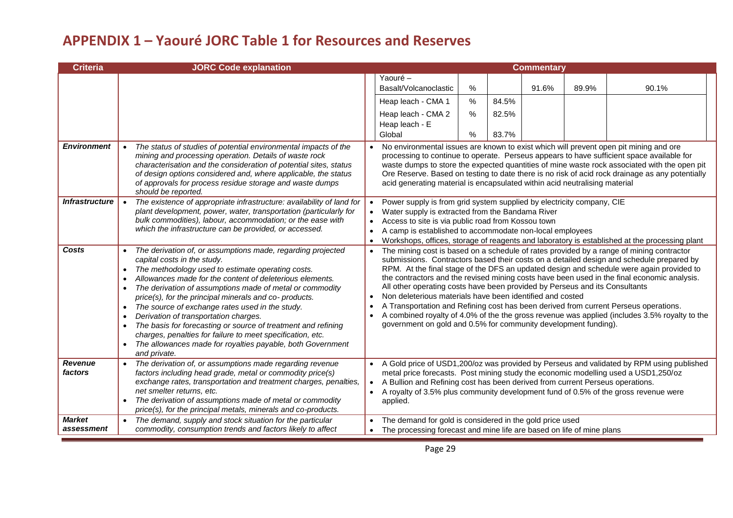# APPENDIX 1 – Yaouré JORC Table 1 for Resources and Reserves

| Criteria | JORC Code explanation | Commentary |
|---|---|---|
| | | Yaouré – Basalt/Volcanoclastic: % — 91.6% — 89.9% — 90.1%<br>Heap leach - CMA 1: % — 84.5%<br>Heap leach - CMA 2: % — 82.5%<br>Heap leach - E Global: % — 83.7% |
| ***Environment*** | • *The status of studies of potential environmental impacts of the mining and processing operation. Details of waste rock characterisation and the consideration of potential sites, status of design options considered and, where applicable, the status of approvals for process residue storage and waste dumps should be reported.* | • No environmental issues are known to exist which will prevent open pit mining and ore processing to continue to operate. Perseus appears to have sufficient space available for waste dumps to store the expected quantities of mine waste rock associated with the open pit Ore Reserve. Based on testing to date there is no risk of acid rock drainage as any potentially acid generating material is encapsulated within acid neutralising material |
| ***Infrastructure*** | • *The existence of appropriate infrastructure: availability of land for plant development, power, water, transportation (particularly for bulk commodities), labour, accommodation; or the ease with which the infrastructure can be provided, or accessed.* | • Power supply is from grid system supplied by electricity company, CIE<br>• Water supply is extracted from the Bandama River<br>• Access to site is via public road from Kossou town<br>• A camp is established to accommodate non-local employees<br>• Workshops, offices, storage of reagents and laboratory is established at the processing plant |
| ***Costs*** | • *The derivation of, or assumptions made, regarding projected capital costs in the study.*<br>• *The methodology used to estimate operating costs.*<br>• *Allowances made for the content of deleterious elements.*<br>• *The derivation of assumptions made of metal or commodity price(s), for the principal minerals and co- products.*<br>• *The source of exchange rates used in the study.*<br>• *Derivation of transportation charges.*<br>• *The basis for forecasting or source of treatment and refining charges, penalties for failure to meet specification, etc.*<br>• *The allowances made for royalties payable, both Government and private.* | • The mining cost is based on a schedule of rates provided by a range of mining contractor submissions. Contractors based their costs on a detailed design and schedule prepared by RPM. At the final stage of the DFS an updated design and schedule were again provided to the contractors and the revised mining costs have been used in the final economic analysis. All other operating costs have been provided by Perseus and its Consultants<br>• Non deleterious materials have been identified and costed<br>• A Transportation and Refining cost has been derived from current Perseus operations.<br>• A combined royalty of 4.0% of the gross revenue was applied (includes 3.5% royalty to the government on gold and 0.5% for community development funding). |
| ***Revenue factors*** | • *The derivation of, or assumptions made regarding revenue factors including head grade, metal or commodity price(s) exchange rates, transportation and treatment charges, penalties, net smelter returns, etc.*<br>• *The derivation of assumptions made of metal or commodity price(s), for the principal metals, minerals and co-products.* | • A Gold price of USD1,200/oz was provided by Perseus and validated by RPM using published metal price forecasts. Post mining study the economic modelling used a USD1,250/oz<br>• A Bullion and Refining cost has been derived from current Perseus operations.<br>• A royalty of 3.5% plus community development fund of 0.5% of the gross revenue were applied. |
| ***Market assessment*** | • *The demand, supply and stock situation for the particular commodity, consumption trends and factors likely to affect* | • The demand for gold is considered in the gold price used<br>• The processing forecast and mine life are based on life of mine plans |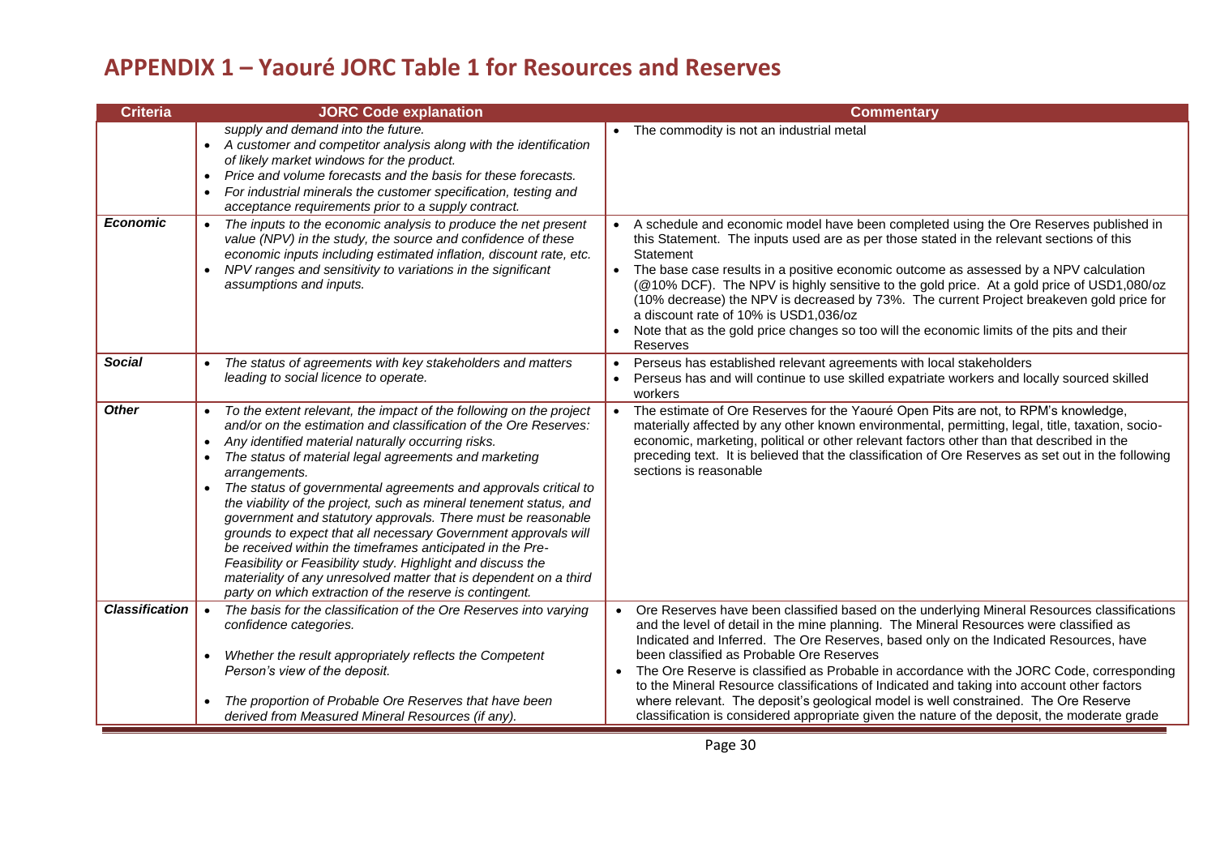# APPENDIX 1 – Yaouré JORC Table 1 for Resources and Reserves

| Criteria | JORC Code explanation | Commentary |
|---|---|---|
| | *supply and demand into the future.*<br>• *A customer and competitor analysis along with the identification of likely market windows for the product.*<br>• *Price and volume forecasts and the basis for these forecasts.*<br>• *For industrial minerals the customer specification, testing and acceptance requirements prior to a supply contract.* | • The commodity is not an industrial metal |
| ***Economic*** | • *The inputs to the economic analysis to produce the net present value (NPV) in the study, the source and confidence of these economic inputs including estimated inflation, discount rate, etc.*<br>• *NPV ranges and sensitivity to variations in the significant assumptions and inputs.* | • A schedule and economic model have been completed using the Ore Reserves published in this Statement. The inputs used are as per those stated in the relevant sections of this Statement<br>• The base case results in a positive economic outcome as assessed by a NPV calculation (@10% DCF). The NPV is highly sensitive to the gold price. At a gold price of USD1,080/oz (10% decrease) the NPV is decreased by 73%. The current Project breakeven gold price for a discount rate of 10% is USD1,036/oz<br>• Note that as the gold price changes so too will the economic limits of the pits and their Reserves |
| ***Social*** | • *The status of agreements with key stakeholders and matters leading to social licence to operate.* | • Perseus has established relevant agreements with local stakeholders<br>• Perseus has and will continue to use skilled expatriate workers and locally sourced skilled workers |
| ***Other*** | • *To the extent relevant, the impact of the following on the project and/or on the estimation and classification of the Ore Reserves:*<br>• *Any identified material naturally occurring risks.*<br>• *The status of material legal agreements and marketing arrangements.*<br>• *The status of governmental agreements and approvals critical to the viability of the project, such as mineral tenement status, and government and statutory approvals. There must be reasonable grounds to expect that all necessary Government approvals will be received within the timeframes anticipated in the Pre-Feasibility or Feasibility study. Highlight and discuss the materiality of any unresolved matter that is dependent on a third party on which extraction of the reserve is contingent.* | • The estimate of Ore Reserves for the Yaouré Open Pits are not, to RPM's knowledge, materially affected by any other known environmental, permitting, legal, title, taxation, socio-economic, marketing, political or other relevant factors other than that described in the preceding text. It is believed that the classification of Ore Reserves as set out in the following sections is reasonable |
| ***Classification*** | • *The basis for the classification of the Ore Reserves into varying confidence categories.*<br>• *Whether the result appropriately reflects the Competent Person's view of the deposit.*<br>• *The proportion of Probable Ore Reserves that have been derived from Measured Mineral Resources (if any).* | • Ore Reserves have been classified based on the underlying Mineral Resources classifications and the level of detail in the mine planning. The Mineral Resources were classified as Indicated and Inferred. The Ore Reserves, based only on the Indicated Resources, have been classified as Probable Ore Reserves<br>• The Ore Reserve is classified as Probable in accordance with the JORC Code, corresponding to the Mineral Resource classifications of Indicated and taking into account other factors where relevant. The deposit's geological model is well constrained. The Ore Reserve classification is considered appropriate given the nature of the deposit, the moderate grade |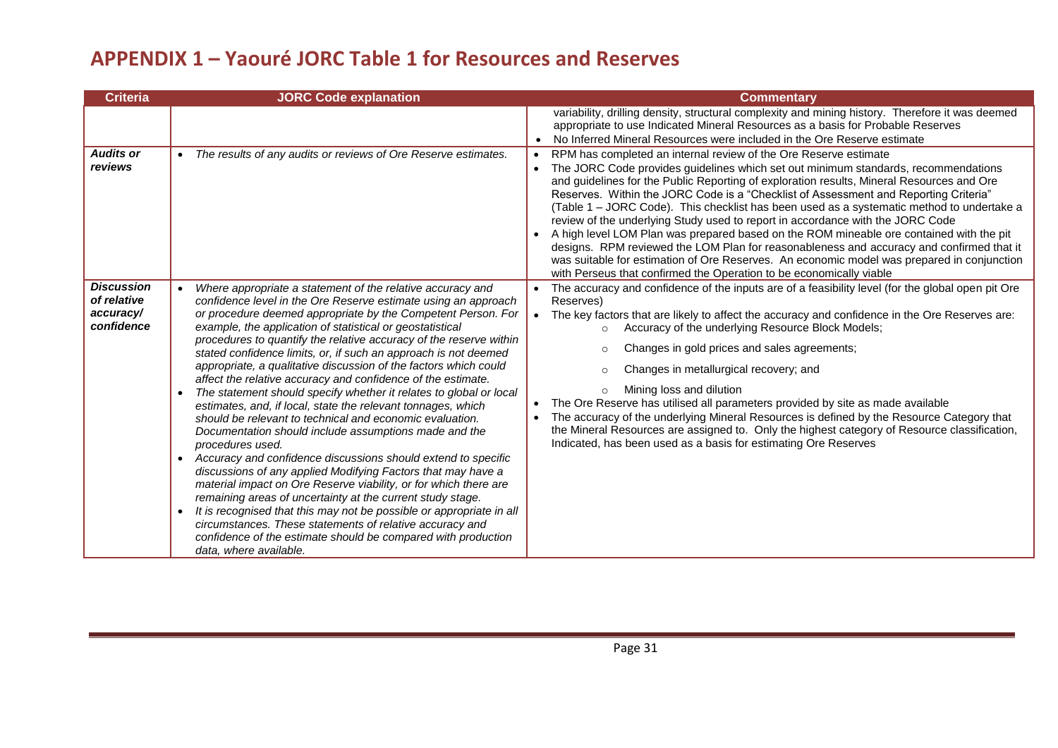## APPENDIX 1 – Yaouré JORC Table 1 for Resources and Reserves

| Criteria | JORC Code explanation | Commentary |
|---|---|---|
| | | variability, drilling density, structural complexity and mining history. Therefore it was deemed appropriate to use Indicated Mineral Resources as a basis for Probable Reserves<br>• No Inferred Mineral Resources were included in the Ore Reserve estimate |
| ***Audits or reviews*** | • *The results of any audits or reviews of Ore Reserve estimates.* | • RPM has completed an internal review of the Ore Reserve estimate<br>• The JORC Code provides guidelines which set out minimum standards, recommendations and guidelines for the Public Reporting of exploration results, Mineral Resources and Ore Reserves. Within the JORC Code is a "Checklist of Assessment and Reporting Criteria" (Table 1 – JORC Code). This checklist has been used as a systematic method to undertake a review of the underlying Study used to report in accordance with the JORC Code<br>• A high level LOM Plan was prepared based on the ROM mineable ore contained with the pit designs. RPM reviewed the LOM Plan for reasonableness and accuracy and confirmed that it was suitable for estimation of Ore Reserves. An economic model was prepared in conjunction with Perseus that confirmed the Operation to be economically viable |
| ***Discussion of relative accuracy/ confidence*** | • *Where appropriate a statement of the relative accuracy and confidence level in the Ore Reserve estimate using an approach or procedure deemed appropriate by the Competent Person. For example, the application of statistical or geostatistical procedures to quantify the relative accuracy of the reserve within stated confidence limits, or, if such an approach is not deemed appropriate, a qualitative discussion of the factors which could affect the relative accuracy and confidence of the estimate.*<br>• *The statement should specify whether it relates to global or local estimates, and, if local, state the relevant tonnages, which should be relevant to technical and economic evaluation. Documentation should include assumptions made and the procedures used.*<br>• *Accuracy and confidence discussions should extend to specific discussions of any applied Modifying Factors that may have a material impact on Ore Reserve viability, or for which there are remaining areas of uncertainty at the current study stage.*<br>• *It is recognised that this may not be possible or appropriate in all circumstances. These statements of relative accuracy and confidence of the estimate should be compared with production data, where available.* | • The accuracy and confidence of the inputs are of a feasibility level (for the global open pit Ore Reserves)<br>• The key factors that are likely to affect the accuracy and confidence in the Ore Reserves are:<br>&nbsp;&nbsp;○ Accuracy of the underlying Resource Block Models;<br>&nbsp;&nbsp;○ Changes in gold prices and sales agreements;<br>&nbsp;&nbsp;○ Changes in metallurgical recovery; and<br>&nbsp;&nbsp;○ Mining loss and dilution<br>• The Ore Reserve has utilised all parameters provided by site as made available<br>• The accuracy of the underlying Mineral Resources is defined by the Resource Category that the Mineral Resources are assigned to. Only the highest category of Resource classification, Indicated, has been used as a basis for estimating Ore Reserves |